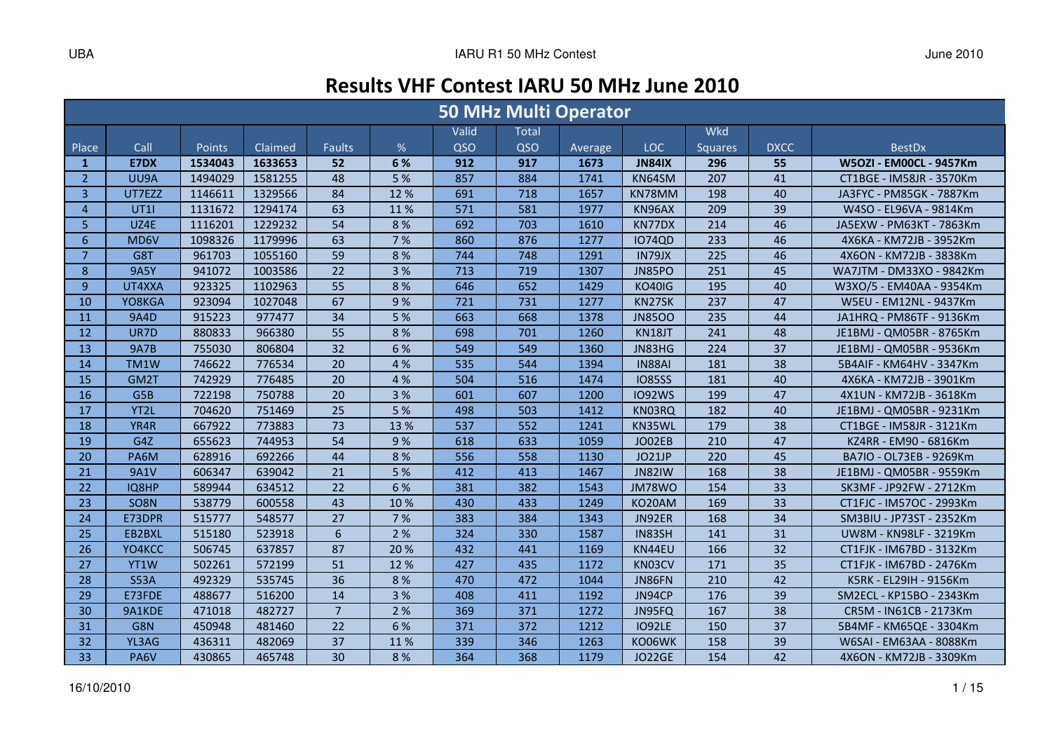# Results VHF Contest IARU 50 MHz June 2010

## 50 MHz Multi Operator

| Place | Call | Points | Claimed | Faults | % | Valid QSO | Total QSO | Average | LOC | Wkd Squares | DXCC | BestDx |
|---|---|---|---|---|---|---|---|---|---|---|---|---|
| **1** | **E7DX** | **1534043** | **1633653** | **52** | **6 %** | **912** | **917** | **1673** | **JN84IX** | **296** | **55** | **W5OZI - EM00CL - 9457Km** |
| 2 | UU9A | 1494029 | 1581255 | 48 | 5 % | 857 | 884 | 1741 | KN64SM | 207 | 41 | CT1BGE - IM58JR - 3570Km |
| 3 | UT7EZZ | 1146611 | 1329566 | 84 | 12 % | 691 | 718 | 1657 | KN78MM | 198 | 40 | JA3FYC - PM85GK - 7887Km |
| 4 | UT1I | 1131672 | 1294174 | 63 | 11 % | 571 | 581 | 1977 | KN96AX | 209 | 39 | W4SO - EL96VA - 9814Km |
| 5 | UZ4E | 1116201 | 1229232 | 54 | 8 % | 692 | 703 | 1610 | KN77DX | 214 | 46 | JA5EXW - PM63KT - 7863Km |
| 6 | MD6V | 1098326 | 1179996 | 63 | 7 % | 860 | 876 | 1277 | IO74QD | 233 | 46 | 4X6KA - KM72JB - 3952Km |
| 7 | G8T | 961703 | 1055160 | 59 | 8 % | 744 | 748 | 1291 | IN79JX | 225 | 46 | 4X6ON - KM72JB - 3838Km |
| 8 | 9A5Y | 941072 | 1003586 | 22 | 3 % | 713 | 719 | 1307 | JN85PO | 251 | 45 | WA7JTM - DM33XO - 9842Km |
| 9 | UT4XXA | 923325 | 1102963 | 55 | 8 % | 646 | 652 | 1429 | KO40IG | 195 | 40 | W3XO/5 - EM40AA - 9354Km |
| 10 | YO8KGA | 923094 | 1027048 | 67 | 9 % | 721 | 731 | 1277 | KN27SK | 237 | 47 | W5EU - EM12NL - 9437Km |
| 11 | 9A4D | 915223 | 977477 | 34 | 5 % | 663 | 668 | 1378 | JN85OO | 235 | 44 | JA1HRQ - PM86TF - 9136Km |
| 12 | UR7D | 880833 | 966380 | 55 | 8 % | 698 | 701 | 1260 | KN18JT | 241 | 48 | JE1BMJ - QM05BR - 8765Km |
| 13 | 9A7B | 755030 | 806804 | 32 | 6 % | 549 | 549 | 1360 | JN83HG | 224 | 37 | JE1BMJ - QM05BR - 9536Km |
| 14 | TM1W | 746622 | 776534 | 20 | 4 % | 535 | 544 | 1394 | IN88AI | 181 | 38 | 5B4AIF - KM64HV - 3347Km |
| 15 | GM2T | 742929 | 776485 | 20 | 4 % | 504 | 516 | 1474 | IO85SS | 181 | 40 | 4X6KA - KM72JB - 3901Km |
| 16 | G5B | 722198 | 750788 | 20 | 3 % | 601 | 607 | 1200 | IO92WS | 199 | 47 | 4X1UN - KM72JB - 3618Km |
| 17 | YT2L | 704620 | 751469 | 25 | 5 % | 498 | 503 | 1412 | KN03RQ | 182 | 40 | JE1BMJ - QM05BR - 9231Km |
| 18 | YR4R | 667922 | 773883 | 73 | 13 % | 537 | 552 | 1241 | KN35WL | 179 | 38 | CT1BGE - IM58JR - 3121Km |
| 19 | G4Z | 655623 | 744953 | 54 | 9 % | 618 | 633 | 1059 | JO02EB | 210 | 47 | KZ4RR - EM90 - 6816Km |
| 20 | PA6M | 628916 | 692266 | 44 | 8 % | 556 | 558 | 1130 | JO21JP | 220 | 45 | BA7IO - OL73EB - 9269Km |
| 21 | 9A1V | 606347 | 639042 | 21 | 5 % | 412 | 413 | 1467 | JN82IW | 168 | 38 | JE1BMJ - QM05BR - 9559Km |
| 22 | IQ8HP | 589944 | 634512 | 22 | 6 % | 381 | 382 | 1543 | JM78WO | 154 | 33 | SK3MF - JP92FW - 2712Km |
| 23 | SO8N | 538779 | 600558 | 43 | 10 % | 430 | 433 | 1249 | KO20AM | 169 | 33 | CT1FJC - IM57OC - 2993Km |
| 24 | E73DPR | 515777 | 548577 | 27 | 7 % | 383 | 384 | 1343 | JN92ER | 168 | 34 | SM3BIU - JP73ST - 2352Km |
| 25 | EB2BXL | 515180 | 523918 | 6 | 2 % | 324 | 330 | 1587 | IN83SH | 141 | 31 | UW8M - KN98LF - 3219Km |
| 26 | YO4KCC | 506745 | 637857 | 87 | 20 % | 432 | 441 | 1169 | KN44EU | 166 | 32 | CT1FJK - IM67BD - 3132Km |
| 27 | YT1W | 502261 | 572199 | 51 | 12 % | 427 | 435 | 1172 | KN03CV | 171 | 35 | CT1FJK - IM67BD - 2476Km |
| 28 | S53A | 492329 | 535745 | 36 | 8 % | 470 | 472 | 1044 | JN86FN | 210 | 42 | K5RK - EL29IH - 9156Km |
| 29 | E73FDE | 488677 | 516200 | 14 | 3 % | 408 | 411 | 1192 | JN94CP | 176 | 39 | SM2ECL - KP15BO - 2343Km |
| 30 | 9A1KDE | 471018 | 482727 | 7 | 2 % | 369 | 371 | 1272 | JN95FQ | 167 | 38 | CR5M - IN61CB - 2173Km |
| 31 | G8N | 450948 | 481460 | 22 | 6 % | 371 | 372 | 1212 | IO92LE | 150 | 37 | 5B4MF - KM65QE - 3304Km |
| 32 | YL3AG | 436311 | 482069 | 37 | 11 % | 339 | 346 | 1263 | KO06WK | 158 | 39 | W6SAI - EM63AA - 8088Km |
| 33 | PA6V | 430865 | 465748 | 30 | 8 % | 364 | 368 | 1179 | JO22GE | 154 | 42 | 4X6ON - KM72JB - 3309Km |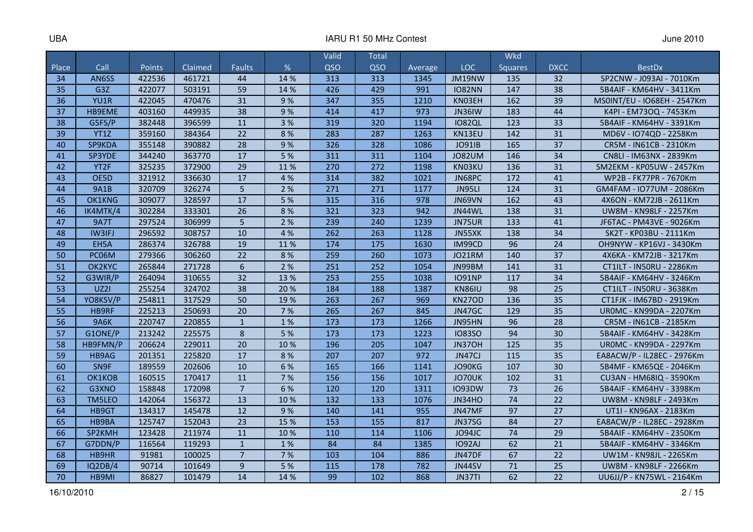| Place | Call | Points | Claimed | Faults | % | Valid QSO | Total QSO | Average | LOC | Wkd Squares | DXCC | BestDx |
|---|---|---|---|---|---|---|---|---|---|---|---|---|
| 34 | AN6SS | 422536 | 461721 | 44 | 14 % | 313 | 313 | 1345 | JM19NW | 135 | 32 | SP2CNW - JO93AI - 7010Km |
| 35 | G3Z | 422077 | 503191 | 59 | 14 % | 426 | 429 | 991 | IO82NN | 147 | 38 | 5B4AIF - KM64HV - 3411Km |
| 36 | YU1R | 422045 | 470476 | 31 | 9 % | 347 | 355 | 1210 | KN03EH | 162 | 39 | MS0INT/EU - IO68EH - 2547Km |
| 37 | HB9EME | 403160 | 449935 | 38 | 9 % | 414 | 417 | 973 | JN36IW | 183 | 44 | K4PI - EM73OQ - 7453Km |
| 38 | G5FS/P | 382448 | 396599 | 11 | 3 % | 319 | 320 | 1194 | IO82QL | 123 | 33 | 5B4AIF - KM64HV - 3391Km |
| 39 | YT1Z | 359160 | 384364 | 22 | 8 % | 283 | 287 | 1263 | KN13EU | 142 | 31 | MD6V - IO74QD - 2258Km |
| 40 | SP9KDA | 355148 | 390882 | 28 | 9 % | 326 | 328 | 1086 | JO91IB | 165 | 37 | CR5M - IN61CB - 2310Km |
| 41 | SP3YDE | 344240 | 363770 | 17 | 5 % | 311 | 311 | 1104 | JO82UM | 146 | 34 | CN8LI - IM63NX - 2839Km |
| 42 | YT2F | 325235 | 372900 | 29 | 11 % | 270 | 272 | 1198 | KN03KU | 136 | 31 | SM2EKM - KP05UW - 2457Km |
| 43 | OE5D | 321912 | 336630 | 17 | 4 % | 314 | 382 | 1021 | JN68PC | 172 | 41 | WP2B - FK77PR - 7670Km |
| 44 | 9A1B | 320709 | 326274 | 5 | 2 % | 271 | 271 | 1177 | JN95LI | 124 | 31 | GM4FAM - IO77UM - 2086Km |
| 45 | OK1KNG | 309077 | 328597 | 17 | 5 % | 315 | 316 | 978 | JN69VN | 162 | 43 | 4X6ON - KM72JB - 2611Km |
| 46 | IK4MTK/4 | 302284 | 333301 | 26 | 8 % | 321 | 323 | 942 | JN44WL | 138 | 31 | UW8M - KN98LF - 2257Km |
| 47 | 9A7T | 297524 | 306999 | 5 | 2 % | 239 | 240 | 1239 | JN75UR | 133 | 41 | JF6TAC - PM43VE - 9026Km |
| 48 | IW3IFJ | 296592 | 308757 | 10 | 4 % | 262 | 263 | 1128 | JN55XK | 138 | 34 | SK2T - KP03BU - 2111Km |
| 49 | EH5A | 286374 | 326788 | 19 | 11 % | 174 | 175 | 1630 | IM99CD | 96 | 24 | OH9NYW - KP16VJ - 3430Km |
| 50 | PC06M | 279366 | 306260 | 22 | 8 % | 259 | 260 | 1073 | JO21RM | 140 | 37 | 4X6KA - KM72JB - 3217Km |
| 51 | OK2KYC | 265844 | 271728 | 6 | 2 % | 251 | 252 | 1054 | JN99BM | 141 | 31 | CT1ILT - IN50RU - 2286Km |
| 52 | G3WIR/P | 264094 | 310655 | 32 | 13 % | 253 | 255 | 1038 | IO91NP | 117 | 34 | 5B4AIF - KM64HV - 3246Km |
| 53 | UZ2I | 255254 | 324702 | 38 | 20 % | 184 | 188 | 1387 | KN86IU | 98 | 25 | CT1ILT - IN50RU - 3638Km |
| 54 | YO8KSV/P | 254811 | 317529 | 50 | 19 % | 263 | 267 | 969 | KN27OD | 136 | 35 | CT1FJK - IM67BD - 2919Km |
| 55 | HB9RF | 225213 | 250693 | 20 | 7 % | 265 | 267 | 845 | JN47GC | 129 | 35 | UR0MC - KN99DA - 2207Km |
| 56 | 9A6K | 220747 | 220855 | 1 | 1 % | 173 | 173 | 1266 | JN95HN | 96 | 28 | CR5M - IN61CB - 2185Km |
| 57 | G1ONE/P | 213242 | 225575 | 8 | 5 % | 173 | 173 | 1223 | IO83SO | 94 | 30 | 5B4AIF - KM64HV - 3428Km |
| 58 | HB9FMN/P | 206624 | 229011 | 20 | 10 % | 196 | 205 | 1047 | JN37OH | 125 | 35 | UR0MC - KN99DA - 2297Km |
| 59 | HB9AG | 201351 | 225820 | 17 | 8 % | 207 | 207 | 972 | JN47CJ | 115 | 35 | EA8ACW/P - IL28EC - 2976Km |
| 60 | SN9F | 189559 | 202606 | 10 | 6 % | 165 | 166 | 1141 | JO90KG | 107 | 30 | 5B4MF - KM65QE - 2046Km |
| 61 | OK1KOB | 160515 | 170417 | 11 | 7 % | 156 | 156 | 1017 | JO70UK | 102 | 31 | CU3AN - HM68IQ - 3590Km |
| 62 | G3XNO | 158848 | 172098 | 7 | 6 % | 120 | 120 | 1311 | IO93DW | 73 | 26 | 5B4AIF - KM64HV - 3398Km |
| 63 | TM5LEO | 142064 | 156372 | 13 | 10 % | 132 | 133 | 1076 | JN34HO | 74 | 22 | UW8M - KN98LF - 2493Km |
| 64 | HB9GT | 134317 | 145478 | 12 | 9 % | 140 | 141 | 955 | JN47MF | 97 | 27 | UT1I - KN96AX - 2183Km |
| 65 | HB9BA | 125747 | 152043 | 23 | 15 % | 153 | 155 | 817 | JN37SG | 84 | 27 | EA8ACW/P - IL28EC - 2928Km |
| 66 | SP2KMH | 123428 | 211974 | 11 | 10 % | 110 | 114 | 1106 | JO94JC | 74 | 29 | 5B4AIF - KM64HV - 2350Km |
| 67 | G7DDN/P | 116564 | 119293 | 1 | 1 % | 84 | 84 | 1385 | IO92AJ | 62 | 21 | 5B4AIF - KM64HV - 3346Km |
| 68 | HB9HR | 91981 | 100025 | 7 | 7 % | 103 | 104 | 886 | JN47DF | 67 | 22 | UW1M - KN98JL - 2265Km |
| 69 | IQ2DB/4 | 90714 | 101649 | 9 | 5 % | 115 | 178 | 782 | JN44SV | 71 | 25 | UW8M - KN98LF - 2266Km |
| 70 | HB9MI | 86827 | 101479 | 14 | 14 % | 99 | 102 | 868 | JN37TI | 62 | 22 | UU6JJ/P - KN75WL - 2164Km |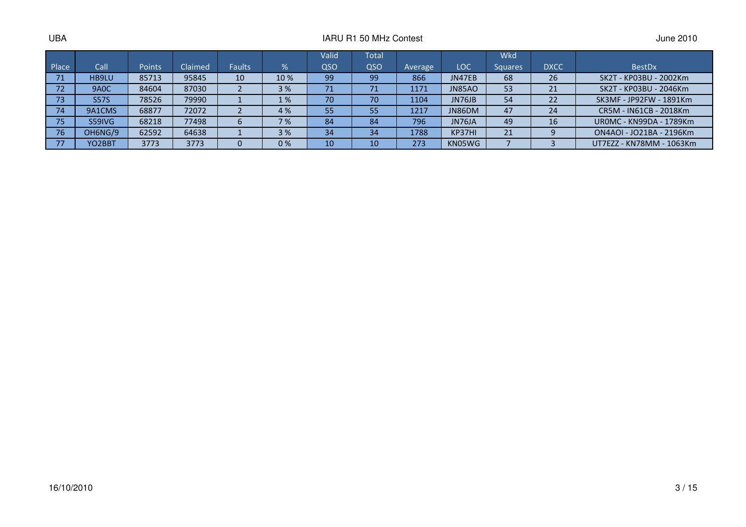| Place | Call | Points | Claimed | Faults | % | Valid QSO | Total QSO | Average | LOC | Wkd Squares | DXCC | BestDx |
|---|---|---|---|---|---|---|---|---|---|---|---|---|
| 71 | HB9LU | 85713 | 95845 | 10 | 10 % | 99 | 99 | 866 | JN47EB | 68 | 26 | SK2T - KP03BU - 2002Km |
| 72 | 9A0C | 84604 | 87030 | 2 | 3 % | 71 | 71 | 1171 | JN85AO | 53 | 21 | SK2T - KP03BU - 2046Km |
| 73 | S57S | 78526 | 79990 | 1 | 1 % | 70 | 70 | 1104 | JN76JB | 54 | 22 | SK3MF - JP92FW - 1891Km |
| 74 | 9A1CMS | 68877 | 72072 | 2 | 4 % | 55 | 55 | 1217 | JN86DM | 47 | 24 | CR5M - IN61CB - 2018Km |
| 75 | S59IVG | 68218 | 77498 | 6 | 7 % | 84 | 84 | 796 | JN76JA | 49 | 16 | UR0MC - KN99DA - 1789Km |
| 76 | OH6NG/9 | 62592 | 64638 | 1 | 3 % | 34 | 34 | 1788 | KP37HI | 21 | 9 | ON4AOI - JO21BA - 2196Km |
| 77 | YO2BBT | 3773 | 3773 | 0 | 0 % | 10 | 10 | 273 | KN05WG | 7 | 3 | UT7EZZ - KN78MM - 1063Km |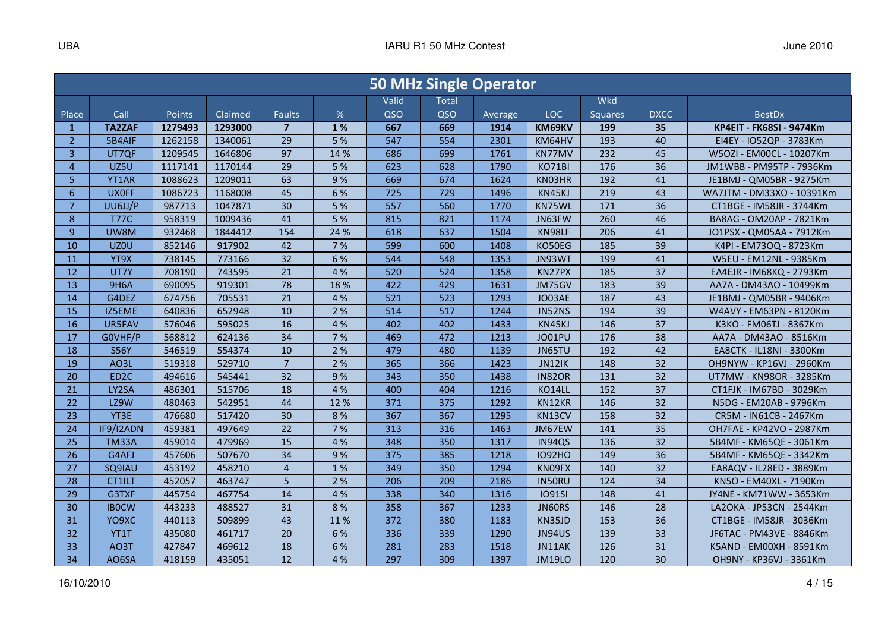## 50 MHz Single Operator

| Place | Call | Points | Claimed | Faults | % | Valid QSO | Total QSO | Average | LOC | Wkd Squares | DXCC | BestDx |
|---|---|---|---|---|---|---|---|---|---|---|---|---|
| **1** | **TA2ZAF** | **1279493** | **1293000** | **7** | **1 %** | **667** | **669** | **1914** | **KM69KV** | **199** | **35** | **KP4EIT - FK68SI - 9474Km** |
| 2 | 5B4AIF | 1262158 | 1340061 | 29 | 5 % | 547 | 554 | 2301 | KM64HV | 193 | 40 | EI4EY - IO52QP - 3783Km |
| 3 | UT7QF | 1209545 | 1646806 | 97 | 14 % | 686 | 699 | 1761 | KN77MV | 232 | 45 | W5OZI - EM00CL - 10207Km |
| 4 | UZ5U | 1117141 | 1170144 | 29 | 5 % | 623 | 628 | 1790 | KO71BI | 176 | 36 | JM1WBB - PM95TP - 7936Km |
| 5 | YT1AR | 1088623 | 1209011 | 63 | 9 % | 669 | 674 | 1624 | KN03HR | 192 | 41 | JE1BMJ - QM05BR - 9275Km |
| 6 | UX0FF | 1086723 | 1168008 | 45 | 6 % | 725 | 729 | 1496 | KN45KJ | 219 | 43 | WA7JTM - DM33XO - 10391Km |
| 7 | UU6JJ/P | 987713 | 1047871 | 30 | 5 % | 557 | 560 | 1770 | KN75WL | 171 | 36 | CT1BGE - IM58JR - 3744Km |
| 8 | T77C | 958319 | 1009436 | 41 | 5 % | 815 | 821 | 1174 | JN63FW | 260 | 46 | BA8AG - OM20AP - 7821Km |
| 9 | UW8M | 932468 | 1844412 | 154 | 24 % | 618 | 637 | 1504 | KN98LF | 206 | 41 | JO1PSX - QM05AA - 7912Km |
| 10 | UZ0U | 852146 | 917902 | 42 | 7 % | 599 | 600 | 1408 | KO50EG | 185 | 39 | K4PI - EM73OQ - 8723Km |
| 11 | YT9X | 738145 | 773166 | 32 | 6 % | 544 | 548 | 1353 | JN93WT | 199 | 41 | W5EU - EM12NL - 9385Km |
| 12 | UT7Y | 708190 | 743595 | 21 | 4 % | 520 | 524 | 1358 | KN27PX | 185 | 37 | EA4EJR - IM68KQ - 2793Km |
| 13 | 9H6A | 690095 | 919301 | 78 | 18 % | 422 | 429 | 1631 | JM75GV | 183 | 39 | AA7A - DM43AO - 10499Km |
| 14 | G4DEZ | 674756 | 705531 | 21 | 4 % | 521 | 523 | 1293 | JO03AE | 187 | 43 | JE1BMJ - QM05BR - 9406Km |
| 15 | IZ5EME | 640836 | 652948 | 10 | 2 % | 514 | 517 | 1244 | JN52NS | 194 | 39 | W4AVY - EM63PN - 8120Km |
| 16 | UR5FAV | 576046 | 595025 | 16 | 4 % | 402 | 402 | 1433 | KN45KJ | 146 | 37 | K3KO - FM06TJ - 8367Km |
| 17 | G0VHF/P | 568812 | 624136 | 34 | 7 % | 469 | 472 | 1213 | JO01PU | 176 | 38 | AA7A - DM43AO - 8516Km |
| 18 | S56Y | 546519 | 554374 | 10 | 2 % | 479 | 480 | 1139 | JN65TU | 192 | 42 | EA8CTK - IL18NI - 3300Km |
| 19 | AO3L | 519318 | 529710 | 7 | 2 % | 365 | 366 | 1423 | JN12IK | 148 | 32 | OH9NYW - KP16VJ - 2960Km |
| 20 | ED2C | 494616 | 545441 | 32 | 9 % | 343 | 350 | 1438 | IN82OR | 131 | 32 | UT7MW - KN98OR - 3285Km |
| 21 | LY2SA | 486301 | 515706 | 18 | 4 % | 400 | 404 | 1216 | KO14LL | 152 | 37 | CT1FJK - IM67BD - 3029Km |
| 22 | LZ9W | 480463 | 542951 | 44 | 12 % | 371 | 375 | 1292 | KN12KR | 146 | 32 | N5DG - EM20AB - 9796Km |
| 23 | YT3E | 476680 | 517420 | 30 | 8 % | 367 | 367 | 1295 | KN13CV | 158 | 32 | CR5M - IN61CB - 2467Km |
| 24 | IF9/I2ADN | 459381 | 497649 | 22 | 7 % | 313 | 316 | 1463 | JM67EW | 141 | 35 | OH7FAE - KP42VO - 2987Km |
| 25 | TM33A | 459014 | 479969 | 15 | 4 % | 348 | 350 | 1317 | IN94QS | 136 | 32 | 5B4MF - KM65QE - 3061Km |
| 26 | G4AFJ | 457606 | 507670 | 34 | 9 % | 375 | 385 | 1218 | IO92HO | 149 | 36 | 5B4MF - KM65QE - 3342Km |
| 27 | SQ9IAU | 453192 | 458210 | 4 | 1 % | 349 | 350 | 1294 | KN09FX | 140 | 32 | EA8AQV - IL28ED - 3889Km |
| 28 | CT1ILT | 452057 | 463747 | 5 | 2 % | 206 | 209 | 2186 | IN50RU | 124 | 34 | KN5O - EM40XL - 7190Km |
| 29 | G3TXF | 445754 | 467754 | 14 | 4 % | 338 | 340 | 1316 | IO91SI | 148 | 41 | JY4NE - KM71WW - 3653Km |
| 30 | IB0CW | 443233 | 488527 | 31 | 8 % | 358 | 367 | 1233 | JN60RS | 146 | 28 | LA2OKA - JP53CN - 2544Km |
| 31 | YO9XC | 440113 | 509899 | 43 | 11 % | 372 | 380 | 1183 | KN35JD | 153 | 36 | CT1BGE - IM58JR - 3036Km |
| 32 | YT1T | 435080 | 461717 | 20 | 6 % | 336 | 339 | 1290 | JN94US | 139 | 33 | JF6TAC - PM43VE - 8846Km |
| 33 | AO3T | 427847 | 469612 | 18 | 6 % | 281 | 283 | 1518 | JN11AK | 126 | 31 | K5AND - EM00XH - 8591Km |
| 34 | AO6SA | 418159 | 435051 | 12 | 4 % | 297 | 309 | 1397 | JM19LO | 120 | 30 | OH9NY - KP36VJ - 3361Km |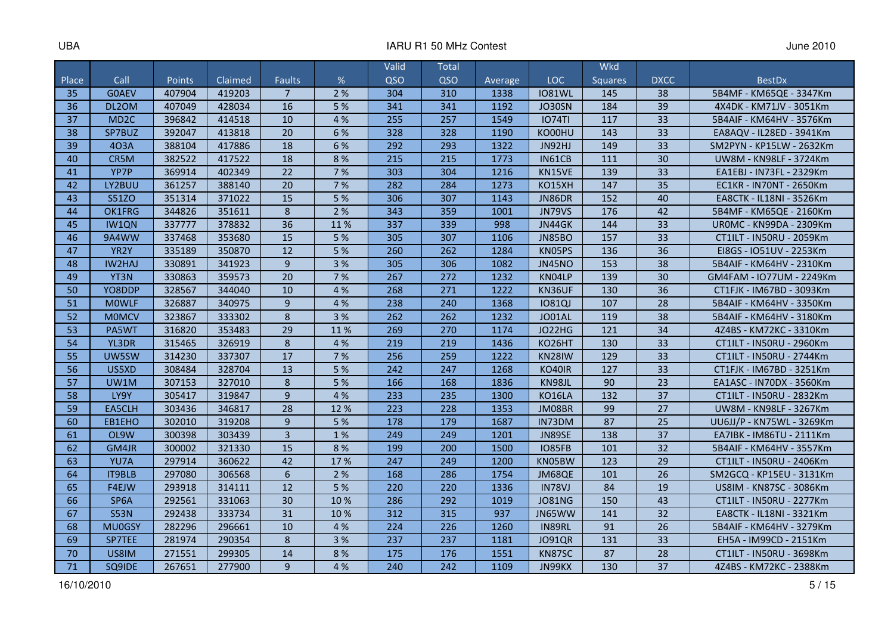| Place | Call | Points | Claimed | Faults | % | Valid QSO | Total QSO | Average | LOC | Wkd Squares | DXCC | BestDx |
|---|---|---|---|---|---|---|---|---|---|---|---|---|
| 35 | G0AEV | 407904 | 419203 | 7 | 2 % | 304 | 310 | 1338 | IO81WL | 145 | 38 | 5B4MF - KM65QE - 3347Km |
| 36 | DL2OM | 407049 | 428034 | 16 | 5 % | 341 | 341 | 1192 | JO30SN | 184 | 39 | 4X4DK - KM71JV - 3051Km |
| 37 | MD2C | 396842 | 414518 | 10 | 4 % | 255 | 257 | 1549 | IO74TI | 117 | 33 | 5B4AIF - KM64HV - 3576Km |
| 38 | SP7BUZ | 392047 | 413818 | 20 | 6 % | 328 | 328 | 1190 | KO00HU | 143 | 33 | EA8AQV - IL28ED - 3941Km |
| 39 | 4O3A | 388104 | 417886 | 18 | 6 % | 292 | 293 | 1322 | JN92HJ | 149 | 33 | SM2PYN - KP15LW - 2632Km |
| 40 | CR5M | 382522 | 417522 | 18 | 8 % | 215 | 215 | 1773 | IN61CB | 111 | 30 | UW8M - KN98LF - 3724Km |
| 41 | YP7P | 369914 | 402349 | 22 | 7 % | 303 | 304 | 1216 | KN15VE | 139 | 33 | EA1EBJ - IN73FL - 2329Km |
| 42 | LY2BUU | 361257 | 388140 | 20 | 7 % | 282 | 284 | 1273 | KO15XH | 147 | 35 | EC1KR - IN70NT - 2650Km |
| 43 | S51ZO | 351314 | 371022 | 15 | 5 % | 306 | 307 | 1143 | JN86DR | 152 | 40 | EA8CTK - IL18NI - 3526Km |
| 44 | OK1FRG | 344826 | 351611 | 8 | 2 % | 343 | 359 | 1001 | JN79VS | 176 | 42 | 5B4MF - KM65QE - 2160Km |
| 45 | IW1QN | 337777 | 378832 | 36 | 11 % | 337 | 339 | 998 | JN44GK | 144 | 33 | UR0MC - KN99DA - 2309Km |
| 46 | 9A4WW | 337468 | 353680 | 15 | 5 % | 305 | 307 | 1106 | JN85BO | 157 | 33 | CT1ILT - IN50RU - 2059Km |
| 47 | YR2Y | 335189 | 350870 | 12 | 5 % | 260 | 262 | 1284 | KN05PS | 136 | 36 | EI8GS - IO51UV - 2253Km |
| 48 | IW2HAJ | 330891 | 341923 | 9 | 3 % | 305 | 306 | 1082 | JN45NO | 153 | 38 | 5B4AIF - KM64HV - 2310Km |
| 49 | YT3N | 330863 | 359573 | 20 | 7 % | 267 | 272 | 1232 | KN04LP | 139 | 30 | GM4FAM - IO77UM - 2249Km |
| 50 | YO8DDP | 328567 | 344040 | 10 | 4 % | 268 | 271 | 1222 | KN36UF | 130 | 36 | CT1FJK - IM67BD - 3093Km |
| 51 | M0WLF | 326887 | 340975 | 9 | 4 % | 238 | 240 | 1368 | IO81QJ | 107 | 28 | 5B4AIF - KM64HV - 3350Km |
| 52 | M0MCV | 323867 | 333302 | 8 | 3 % | 262 | 262 | 1232 | JO01AL | 119 | 38 | 5B4AIF - KM64HV - 3180Km |
| 53 | PA5WT | 316820 | 353483 | 29 | 11 % | 269 | 270 | 1174 | JO22HG | 121 | 34 | 4Z4BS - KM72KC - 3310Km |
| 54 | YL3DR | 315465 | 326919 | 8 | 4 % | 219 | 219 | 1436 | KO26HT | 130 | 33 | CT1ILT - IN50RU - 2960Km |
| 55 | UW5SW | 314230 | 337307 | 17 | 7 % | 256 | 259 | 1222 | KN28IW | 129 | 33 | CT1ILT - IN50RU - 2744Km |
| 56 | US5XD | 308484 | 328704 | 13 | 5 % | 242 | 247 | 1268 | KO40IR | 127 | 33 | CT1FJK - IM67BD - 3251Km |
| 57 | UW1M | 307153 | 327010 | 8 | 5 % | 166 | 168 | 1836 | KN98JL | 90 | 23 | EA1ASC - IN70DX - 3560Km |
| 58 | LY9Y | 305417 | 319847 | 9 | 4 % | 233 | 235 | 1300 | KO16LA | 132 | 37 | CT1ILT - IN50RU - 2832Km |
| 59 | EA5CLH | 303436 | 346817 | 28 | 12 % | 223 | 228 | 1353 | JM08BR | 99 | 27 | UW8M - KN98LF - 3267Km |
| 60 | EB1EHO | 302010 | 319208 | 9 | 5 % | 178 | 179 | 1687 | IN73DM | 87 | 25 | UU6JJ/P - KN75WL - 3269Km |
| 61 | OL9W | 300398 | 303439 | 3 | 1 % | 249 | 249 | 1201 | JN89SE | 138 | 37 | EA7IBK - IM86TU - 2111Km |
| 62 | GM4JR | 300002 | 321330 | 15 | 8 % | 199 | 200 | 1500 | IO85FB | 101 | 32 | 5B4AIF - KM64HV - 3557Km |
| 63 | YU7A | 297914 | 360622 | 42 | 17 % | 247 | 249 | 1200 | KN05BW | 123 | 29 | CT1ILT - IN50RU - 2406Km |
| 64 | IT9BLB | 297080 | 306568 | 6 | 2 % | 168 | 286 | 1754 | JM68QE | 101 | 26 | SM2GCQ - KP15EU - 3131Km |
| 65 | F4EJW | 293918 | 314111 | 12 | 5 % | 220 | 220 | 1336 | IN78VJ | 84 | 19 | US8IM - KN87SC - 3086Km |
| 66 | SP6A | 292561 | 331063 | 30 | 10 % | 286 | 292 | 1019 | JO81NG | 150 | 43 | CT1ILT - IN50RU - 2277Km |
| 67 | S53N | 292438 | 333734 | 31 | 10 % | 312 | 315 | 937 | JN65WW | 141 | 32 | EA8CTK - IL18NI - 3321Km |
| 68 | MU0GSY | 282296 | 296661 | 10 | 4 % | 224 | 226 | 1260 | IN89RL | 91 | 26 | 5B4AIF - KM64HV - 3279Km |
| 69 | SP7TEE | 281974 | 290354 | 8 | 3 % | 237 | 237 | 1181 | JO91QR | 131 | 33 | EH5A - IM99CD - 2151Km |
| 70 | US8IM | 271551 | 299305 | 14 | 8 % | 175 | 176 | 1551 | KN87SC | 87 | 28 | CT1ILT - IN50RU - 3698Km |
| 71 | SQ9IDE | 267651 | 277900 | 9 | 4 % | 240 | 242 | 1109 | JN99KX | 130 | 37 | 4Z4BS - KM72KC - 2388Km |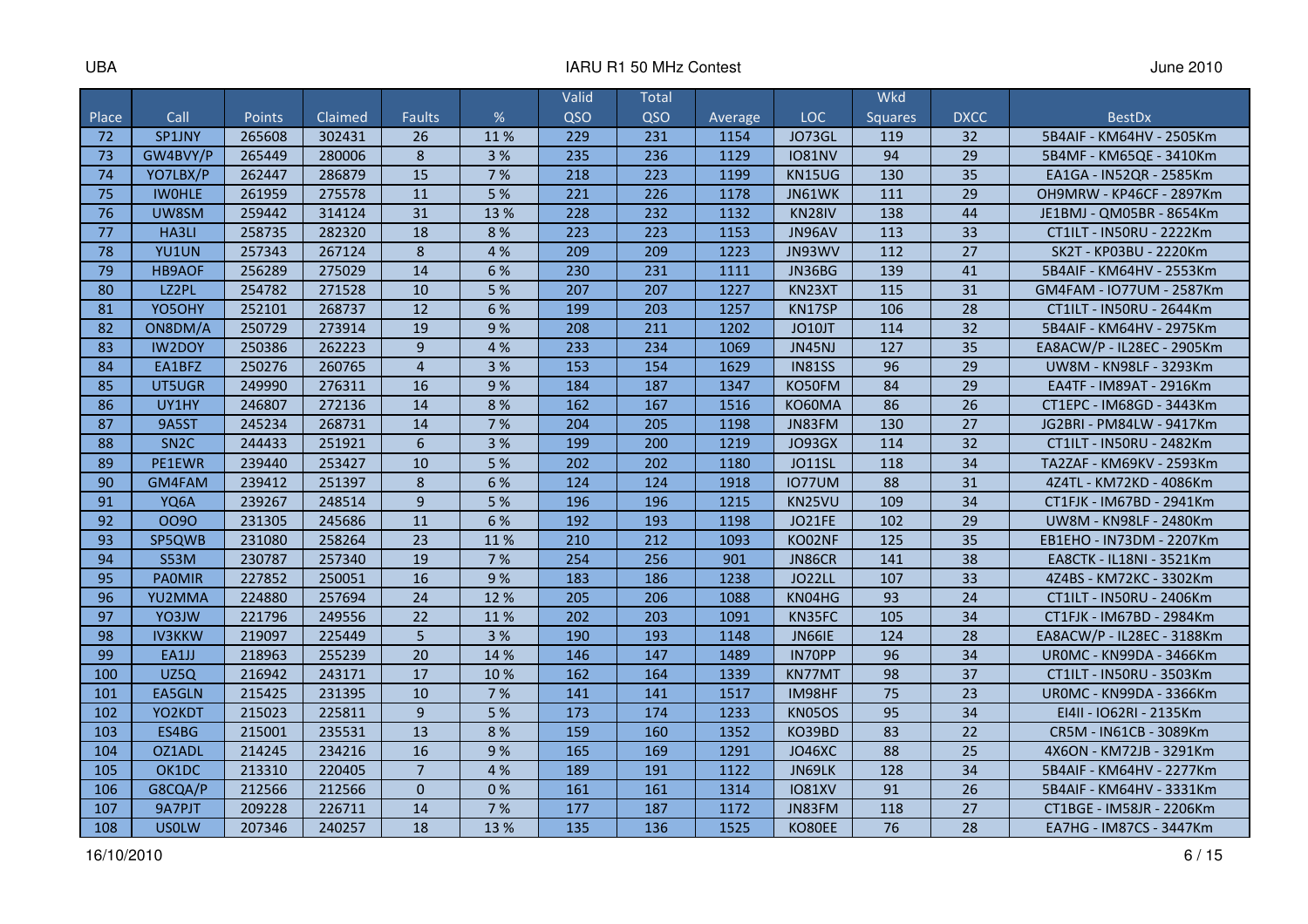| Place | Call | Points | Claimed | Faults | % | Valid QSO | Total QSO | Average | LOC | Wkd Squares | DXCC | BestDx |
|---|---|---|---|---|---|---|---|---|---|---|---|---|
| 72 | SP1JNY | 265608 | 302431 | 26 | 11 % | 229 | 231 | 1154 | JO73GL | 119 | 32 | 5B4AIF - KM64HV - 2505Km |
| 73 | GW4BVY/P | 265449 | 280006 | 8 | 3 % | 235 | 236 | 1129 | IO81NV | 94 | 29 | 5B4MF - KM65QE - 3410Km |
| 74 | YO7LBX/P | 262447 | 286879 | 15 | 7 % | 218 | 223 | 1199 | KN15UG | 130 | 35 | EA1GA - IN52QR - 2585Km |
| 75 | IW0HLE | 261959 | 275578 | 11 | 5 % | 221 | 226 | 1178 | JN61WK | 111 | 29 | OH9MRW - KP46CF - 2897Km |
| 76 | UW8SM | 259442 | 314124 | 31 | 13 % | 228 | 232 | 1132 | KN28IV | 138 | 44 | JE1BMJ - QM05BR - 8654Km |
| 77 | HA3LI | 258735 | 282320 | 18 | 8 % | 223 | 223 | 1153 | JN96AV | 113 | 33 | CT1ILT - IN50RU - 2222Km |
| 78 | YU1UN | 257343 | 267124 | 8 | 4 % | 209 | 209 | 1223 | JN93WV | 112 | 27 | SK2T - KP03BU - 2220Km |
| 79 | HB9AOF | 256289 | 275029 | 14 | 6 % | 230 | 231 | 1111 | JN36BG | 139 | 41 | 5B4AIF - KM64HV - 2553Km |
| 80 | LZ2PL | 254782 | 271528 | 10 | 5 % | 207 | 207 | 1227 | KN23XT | 115 | 31 | GM4FAM - IO77UM - 2587Km |
| 81 | YO5OHY | 252101 | 268737 | 12 | 6 % | 199 | 203 | 1257 | KN17SP | 106 | 28 | CT1ILT - IN50RU - 2644Km |
| 82 | ON8DM/A | 250729 | 273914 | 19 | 9 % | 208 | 211 | 1202 | JO10JT | 114 | 32 | 5B4AIF - KM64HV - 2975Km |
| 83 | IW2DOY | 250386 | 262223 | 9 | 4 % | 233 | 234 | 1069 | JN45NJ | 127 | 35 | EA8ACW/P - IL28EC - 2905Km |
| 84 | EA1BFZ | 250276 | 260765 | 4 | 3 % | 153 | 154 | 1629 | IN81SS | 96 | 29 | UW8M - KN98LF - 3293Km |
| 85 | UT5UGR | 249990 | 276311 | 16 | 9 % | 184 | 187 | 1347 | KO50FM | 84 | 29 | EA4TF - IM89AT - 2916Km |
| 86 | UY1HY | 246807 | 272136 | 14 | 8 % | 162 | 167 | 1516 | KO60MA | 86 | 26 | CT1EPC - IM68GD - 3443Km |
| 87 | 9A5ST | 245234 | 268731 | 14 | 7 % | 204 | 205 | 1198 | JN83FM | 130 | 27 | JG2BRI - PM84LW - 9417Km |
| 88 | SN2C | 244433 | 251921 | 6 | 3 % | 199 | 200 | 1219 | JO93GX | 114 | 32 | CT1ILT - IN50RU - 2482Km |
| 89 | PE1EWR | 239440 | 253427 | 10 | 5 % | 202 | 202 | 1180 | JO11SL | 118 | 34 | TA2ZAF - KM69KV - 2593Km |
| 90 | GM4FAM | 239412 | 251397 | 8 | 6 % | 124 | 124 | 1918 | IO77UM | 88 | 31 | 4Z4TL - KM72KD - 4086Km |
| 91 | YQ6A | 239267 | 248514 | 9 | 5 % | 196 | 196 | 1215 | KN25VU | 109 | 34 | CT1FJK - IM67BD - 2941Km |
| 92 | OO9O | 231305 | 245686 | 11 | 6 % | 192 | 193 | 1198 | JO21FE | 102 | 29 | UW8M - KN98LF - 2480Km |
| 93 | SP5QWB | 231080 | 258264 | 23 | 11 % | 210 | 212 | 1093 | KO02NF | 125 | 35 | EB1EHO - IN73DM - 2207Km |
| 94 | S53M | 230787 | 257340 | 19 | 7 % | 254 | 256 | 901 | JN86CR | 141 | 38 | EA8CTK - IL18NI - 3521Km |
| 95 | PA0MIR | 227852 | 250051 | 16 | 9 % | 183 | 186 | 1238 | JO22LL | 107 | 33 | 4Z4BS - KM72KC - 3302Km |
| 96 | YU2MMA | 224880 | 257694 | 24 | 12 % | 205 | 206 | 1088 | KN04HG | 93 | 24 | CT1ILT - IN50RU - 2406Km |
| 97 | YO3JW | 221796 | 249556 | 22 | 11 % | 202 | 203 | 1091 | KN35FC | 105 | 34 | CT1FJK - IM67BD - 2984Km |
| 98 | IV3KKW | 219097 | 225449 | 5 | 3 % | 190 | 193 | 1148 | JN66IE | 124 | 28 | EA8ACW/P - IL28EC - 3188Km |
| 99 | EA1JJ | 218963 | 255239 | 20 | 14 % | 146 | 147 | 1489 | IN70PP | 96 | 34 | UR0MC - KN99DA - 3466Km |
| 100 | UZ5Q | 216942 | 243171 | 17 | 10 % | 162 | 164 | 1339 | KN77MT | 98 | 37 | CT1ILT - IN50RU - 3503Km |
| 101 | EA5GLN | 215425 | 231395 | 10 | 7 % | 141 | 141 | 1517 | IM98HF | 75 | 23 | UR0MC - KN99DA - 3366Km |
| 102 | YO2KDT | 215023 | 225811 | 9 | 5 % | 173 | 174 | 1233 | KN05OS | 95 | 34 | EI4II - IO62RI - 2135Km |
| 103 | ES4BG | 215001 | 235531 | 13 | 8 % | 159 | 160 | 1352 | KO39BD | 83 | 22 | CR5M - IN61CB - 3089Km |
| 104 | OZ1ADL | 214245 | 234216 | 16 | 9 % | 165 | 169 | 1291 | JO46XC | 88 | 25 | 4X6ON - KM72JB - 3291Km |
| 105 | OK1DC | 213310 | 220405 | 7 | 4 % | 189 | 191 | 1122 | JN69LK | 128 | 34 | 5B4AIF - KM64HV - 2277Km |
| 106 | G8CQA/P | 212566 | 212566 | 0 | 0 % | 161 | 161 | 1314 | IO81XV | 91 | 26 | 5B4AIF - KM64HV - 3331Km |
| 107 | 9A7PJT | 209228 | 226711 | 14 | 7 % | 177 | 187 | 1172 | JN83FM | 118 | 27 | CT1BGE - IM58JR - 2206Km |
| 108 | US0LW | 207346 | 240257 | 18 | 13 % | 135 | 136 | 1525 | KO80EE | 76 | 28 | EA7HG - IM87CS - 3447Km |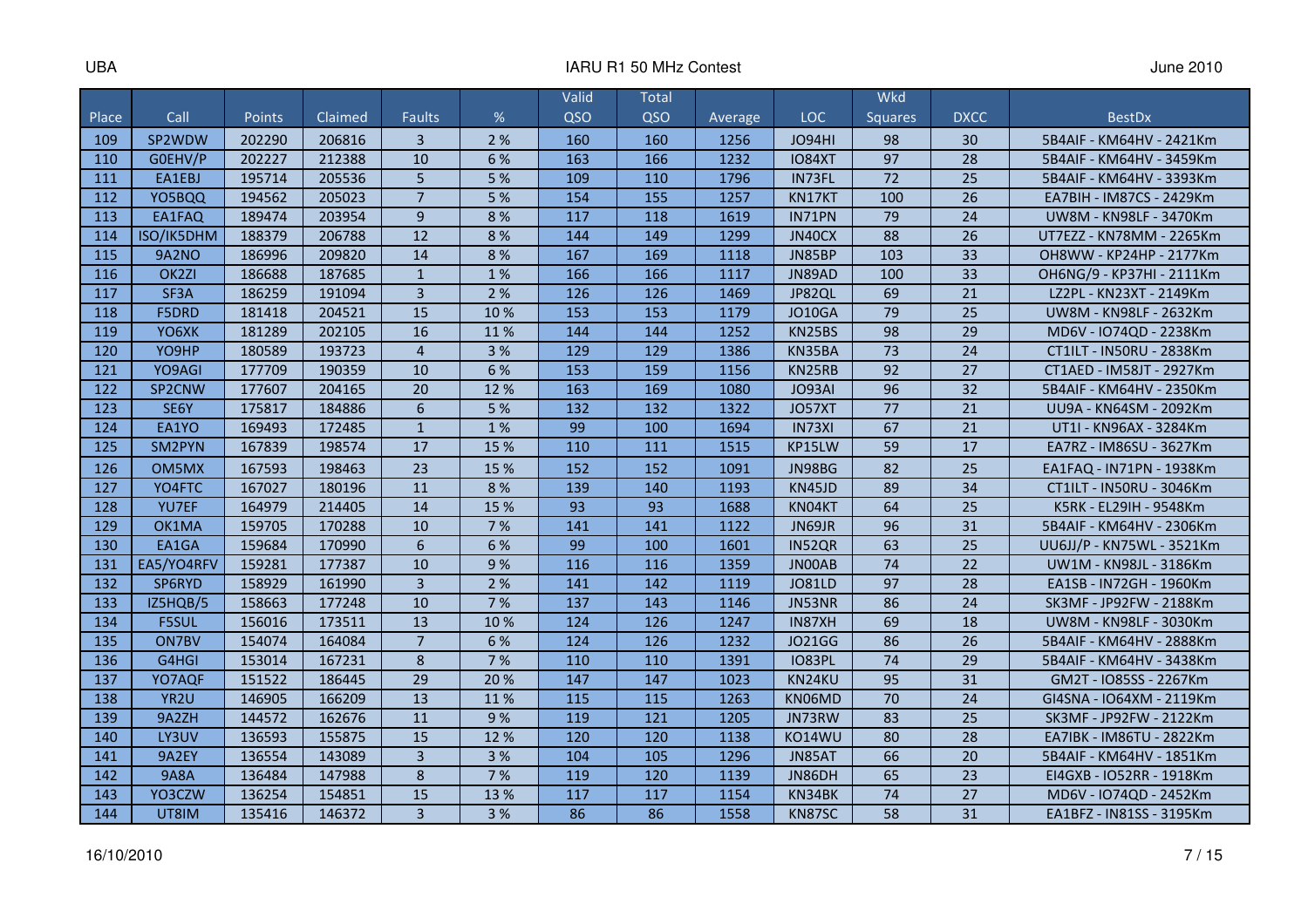| Place | Call | Points | Claimed | Faults | % | Valid QSO | Total QSO | Average | LOC | Wkd Squares | DXCC | BestDx |
|---|---|---|---|---|---|---|---|---|---|---|---|---|
| 109 | SP2WDW | 202290 | 206816 | 3 | 2 % | 160 | 160 | 1256 | JO94HI | 98 | 30 | 5B4AIF - KM64HV - 2421Km |
| 110 | G0EHV/P | 202227 | 212388 | 10 | 6 % | 163 | 166 | 1232 | IO84XT | 97 | 28 | 5B4AIF - KM64HV - 3459Km |
| 111 | EA1EBJ | 195714 | 205536 | 5 | 5 % | 109 | 110 | 1796 | IN73FL | 72 | 25 | 5B4AIF - KM64HV - 3393Km |
| 112 | YO5BQQ | 194562 | 205023 | 7 | 5 % | 154 | 155 | 1257 | KN17KT | 100 | 26 | EA7BIH - IM87CS - 2429Km |
| 113 | EA1FAQ | 189474 | 203954 | 9 | 8 % | 117 | 118 | 1619 | IN71PN | 79 | 24 | UW8M - KN98LF - 3470Km |
| 114 | ISO/IK5DHM | 188379 | 206788 | 12 | 8 % | 144 | 149 | 1299 | JN40CX | 88 | 26 | UT7EZZ - KN78MM - 2265Km |
| 115 | 9A2NO | 186996 | 209820 | 14 | 8 % | 167 | 169 | 1118 | JN85BP | 103 | 33 | OH8WW - KP24HP - 2177Km |
| 116 | OK2ZI | 186688 | 187685 | 1 | 1 % | 166 | 166 | 1117 | JN89AD | 100 | 33 | OH6NG/9 - KP37HI - 2111Km |
| 117 | SF3A | 186259 | 191094 | 3 | 2 % | 126 | 126 | 1469 | JP82QL | 69 | 21 | LZ2PL - KN23XT - 2149Km |
| 118 | F5DRD | 181418 | 204521 | 15 | 10 % | 153 | 153 | 1179 | JO10GA | 79 | 25 | UW8M - KN98LF - 2632Km |
| 119 | YO6XK | 181289 | 202105 | 16 | 11 % | 144 | 144 | 1252 | KN25BS | 98 | 29 | MD6V - IO74QD - 2238Km |
| 120 | YO9HP | 180589 | 193723 | 4 | 3 % | 129 | 129 | 1386 | KN35BA | 73 | 24 | CT1ILT - IN50RU - 2838Km |
| 121 | YO9AGI | 177709 | 190359 | 10 | 6 % | 153 | 159 | 1156 | KN25RB | 92 | 27 | CT1AED - IM58JT - 2927Km |
| 122 | SP2CNW | 177607 | 204165 | 20 | 12 % | 163 | 169 | 1080 | JO93AI | 96 | 32 | 5B4AIF - KM64HV - 2350Km |
| 123 | SE6Y | 175817 | 184886 | 6 | 5 % | 132 | 132 | 1322 | JO57XT | 77 | 21 | UU9A - KN64SM - 2092Km |
| 124 | EA1YO | 169493 | 172485 | 1 | 1 % | 99 | 100 | 1694 | IN73XI | 67 | 21 | UT1I - KN96AX - 3284Km |
| 125 | SM2PYN | 167839 | 198574 | 17 | 15 % | 110 | 111 | 1515 | KP15LW | 59 | 17 | EA7RZ - IM86SU - 3627Km |
| 126 | OM5MX | 167593 | 198463 | 23 | 15 % | 152 | 152 | 1091 | JN98BG | 82 | 25 | EA1FAQ - IN71PN - 1938Km |
| 127 | YO4FTC | 167027 | 180196 | 11 | 8 % | 139 | 140 | 1193 | KN45JD | 89 | 34 | CT1ILT - IN50RU - 3046Km |
| 128 | YU7EF | 164979 | 214405 | 14 | 15 % | 93 | 93 | 1688 | KN04KT | 64 | 25 | K5RK - EL29IH - 9548Km |
| 129 | OK1MA | 159705 | 170288 | 10 | 7 % | 141 | 141 | 1122 | JN69JR | 96 | 31 | 5B4AIF - KM64HV - 2306Km |
| 130 | EA1GA | 159684 | 170990 | 6 | 6 % | 99 | 100 | 1601 | IN52QR | 63 | 25 | UU6JJ/P - KN75WL - 3521Km |
| 131 | EA5/YO4RFV | 159281 | 177387 | 10 | 9 % | 116 | 116 | 1359 | JN00AB | 74 | 22 | UW1M - KN98JL - 3186Km |
| 132 | SP6RYD | 158929 | 161990 | 3 | 2 % | 141 | 142 | 1119 | JO81LD | 97 | 28 | EA1SB - IN72GH - 1960Km |
| 133 | IZ5HQB/5 | 158663 | 177248 | 10 | 7 % | 137 | 143 | 1146 | JN53NR | 86 | 24 | SK3MF - JP92FW - 2188Km |
| 134 | F5SUL | 156016 | 173511 | 13 | 10 % | 124 | 126 | 1247 | IN87XH | 69 | 18 | UW8M - KN98LF - 3030Km |
| 135 | ON7BV | 154074 | 164084 | 7 | 6 % | 124 | 126 | 1232 | JO21GG | 86 | 26 | 5B4AIF - KM64HV - 2888Km |
| 136 | G4HGI | 153014 | 167231 | 8 | 7 % | 110 | 110 | 1391 | IO83PL | 74 | 29 | 5B4AIF - KM64HV - 3438Km |
| 137 | YO7AQF | 151522 | 186445 | 29 | 20 % | 147 | 147 | 1023 | KN24KU | 95 | 31 | GM2T - IO85SS - 2267Km |
| 138 | YR2U | 146905 | 166209 | 13 | 11 % | 115 | 115 | 1263 | KN06MD | 70 | 24 | GI4SNA - IO64XM - 2119Km |
| 139 | 9A2ZH | 144572 | 162676 | 11 | 9 % | 119 | 121 | 1205 | JN73RW | 83 | 25 | SK3MF - JP92FW - 2122Km |
| 140 | LY3UV | 136593 | 155875 | 15 | 12 % | 120 | 120 | 1138 | KO14WU | 80 | 28 | EA7IBK - IM86TU - 2822Km |
| 141 | 9A2EY | 136554 | 143089 | 3 | 3 % | 104 | 105 | 1296 | JN85AT | 66 | 20 | 5B4AIF - KM64HV - 1851Km |
| 142 | 9A8A | 136484 | 147988 | 8 | 7 % | 119 | 120 | 1139 | JN86DH | 65 | 23 | EI4GXB - IO52RR - 1918Km |
| 143 | YO3CZW | 136254 | 154851 | 15 | 13 % | 117 | 117 | 1154 | KN34BK | 74 | 27 | MD6V - IO74QD - 2452Km |
| 144 | UT8IM | 135416 | 146372 | 3 | 3 % | 86 | 86 | 1558 | KN87SC | 58 | 31 | EA1BFZ - IN81SS - 3195Km |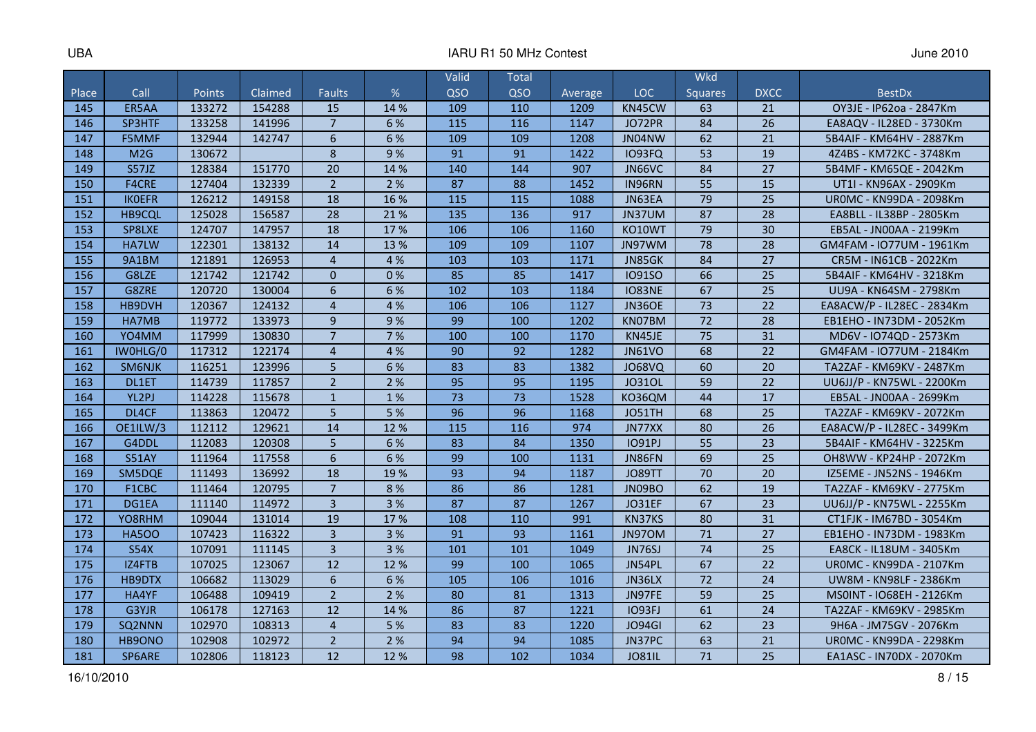| Place | Call | Points | Claimed | Faults | % | Valid QSO | Total QSO | Average | LOC | Wkd Squares | DXCC | BestDx |
|---|---|---|---|---|---|---|---|---|---|---|---|---|
| 145 | ER5AA | 133272 | 154288 | 15 | 14 % | 109 | 110 | 1209 | KN45CW | 63 | 21 | OY3JE - IP62oa - 2847Km |
| 146 | SP3HTF | 133258 | 141996 | 7 | 6 % | 115 | 116 | 1147 | JO72PR | 84 | 26 | EA8AQV - IL28ED - 3730Km |
| 147 | F5MMF | 132944 | 142747 | 6 | 6 % | 109 | 109 | 1208 | JN04NW | 62 | 21 | 5B4AIF - KM64HV - 2887Km |
| 148 | M2G | 130672 | | 8 | 9 % | 91 | 91 | 1422 | IO93FQ | 53 | 19 | 4Z4BS - KM72KC - 3748Km |
| 149 | S57JZ | 128384 | 151770 | 20 | 14 % | 140 | 144 | 907 | JN66VC | 84 | 27 | 5B4MF - KM65QE - 2042Km |
| 150 | F4CRE | 127404 | 132339 | 2 | 2 % | 87 | 88 | 1452 | IN96RN | 55 | 15 | UT1I - KN96AX - 2909Km |
| 151 | IK0EFR | 126212 | 149158 | 18 | 16 % | 115 | 115 | 1088 | JN63EA | 79 | 25 | UR0MC - KN99DA - 2098Km |
| 152 | HB9CQL | 125028 | 156587 | 28 | 21 % | 135 | 136 | 917 | JN37UM | 87 | 28 | EA8BLL - IL38BP - 2805Km |
| 153 | SP8LXE | 124707 | 147957 | 18 | 17 % | 106 | 106 | 1160 | KO10WT | 79 | 30 | EB5AL - JN00AA - 2199Km |
| 154 | HA7LW | 122301 | 138132 | 14 | 13 % | 109 | 109 | 1107 | JN97WM | 78 | 28 | GM4FAM - IO77UM - 1961Km |
| 155 | 9A1BM | 121891 | 126953 | 4 | 4 % | 103 | 103 | 1171 | JN85GK | 84 | 27 | CR5M - IN61CB - 2022Km |
| 156 | G8LZE | 121742 | 121742 | 0 | 0 % | 85 | 85 | 1417 | IO91SO | 66 | 25 | 5B4AIF - KM64HV - 3218Km |
| 157 | G8ZRE | 120720 | 130004 | 6 | 6 % | 102 | 103 | 1184 | IO83NE | 67 | 25 | UU9A - KN64SM - 2798Km |
| 158 | HB9DVH | 120367 | 124132 | 4 | 4 % | 106 | 106 | 1127 | JN36OE | 73 | 22 | EA8ACW/P - IL28EC - 2834Km |
| 159 | HA7MB | 119772 | 133973 | 9 | 9 % | 99 | 100 | 1202 | KN07BM | 72 | 28 | EB1EHO - IN73DM - 2052Km |
| 160 | YO4MM | 117999 | 130830 | 7 | 7 % | 100 | 100 | 1170 | KN45JE | 75 | 31 | MD6V - IO74QD - 2573Km |
| 161 | IW0HLG/0 | 117312 | 122174 | 4 | 4 % | 90 | 92 | 1282 | JN61VO | 68 | 22 | GM4FAM - IO77UM - 2184Km |
| 162 | SM6NJK | 116251 | 123996 | 5 | 6 % | 83 | 83 | 1382 | JO68VQ | 60 | 20 | TA2ZAF - KM69KV - 2487Km |
| 163 | DL1ET | 114739 | 117857 | 2 | 2 % | 95 | 95 | 1195 | JO31OL | 59 | 22 | UU6JJ/P - KN75WL - 2200Km |
| 164 | YL2PJ | 114228 | 115678 | 1 | 1 % | 73 | 73 | 1528 | KO36QM | 44 | 17 | EB5AL - JN00AA - 2699Km |
| 165 | DL4CF | 113863 | 120472 | 5 | 5 % | 96 | 96 | 1168 | JO51TH | 68 | 25 | TA2ZAF - KM69KV - 2072Km |
| 166 | OE1ILW/3 | 112112 | 129621 | 14 | 12 % | 115 | 116 | 974 | JN77XX | 80 | 26 | EA8ACW/P - IL28EC - 3499Km |
| 167 | G4DDL | 112083 | 120308 | 5 | 6 % | 83 | 84 | 1350 | IO91PJ | 55 | 23 | 5B4AIF - KM64HV - 3225Km |
| 168 | S51AY | 111964 | 117558 | 6 | 6 % | 99 | 100 | 1131 | JN86FN | 69 | 25 | OH8WW - KP24HP - 2072Km |
| 169 | SM5DQE | 111493 | 136992 | 18 | 19 % | 93 | 94 | 1187 | JO89TT | 70 | 20 | IZ5EME - JN52NS - 1946Km |
| 170 | F1CBC | 111464 | 120795 | 7 | 8 % | 86 | 86 | 1281 | JN09BO | 62 | 19 | TA2ZAF - KM69KV - 2775Km |
| 171 | DG1EA | 111140 | 114972 | 3 | 3 % | 87 | 87 | 1267 | JO31EF | 67 | 23 | UU6JJ/P - KN75WL - 2255Km |
| 172 | YO8RHM | 109044 | 131014 | 19 | 17 % | 108 | 110 | 991 | KN37KS | 80 | 31 | CT1FJK - IM67BD - 3054Km |
| 173 | HA5OO | 107423 | 116322 | 3 | 3 % | 91 | 93 | 1161 | JN97OM | 71 | 27 | EB1EHO - IN73DM - 1983Km |
| 174 | S54X | 107091 | 111145 | 3 | 3 % | 101 | 101 | 1049 | JN76SJ | 74 | 25 | EA8CK - IL18UM - 3405Km |
| 175 | IZ4FTB | 107025 | 123067 | 12 | 12 % | 99 | 100 | 1065 | JN54PL | 67 | 22 | UR0MC - KN99DA - 2107Km |
| 176 | HB9DTX | 106682 | 113029 | 6 | 6 % | 105 | 106 | 1016 | JN36LX | 72 | 24 | UW8M - KN98LF - 2386Km |
| 177 | HA4YF | 106488 | 109419 | 2 | 2 % | 80 | 81 | 1313 | JN97FE | 59 | 25 | MS0INT - IO68EH - 2126Km |
| 178 | G3YJR | 106178 | 127163 | 12 | 14 % | 86 | 87 | 1221 | IO93FJ | 61 | 24 | TA2ZAF - KM69KV - 2985Km |
| 179 | SQ2NNN | 102970 | 108313 | 4 | 5 % | 83 | 83 | 1220 | JO94GI | 62 | 23 | 9H6A - JM75GV - 2076Km |
| 180 | HB9ONO | 102908 | 102972 | 2 | 2 % | 94 | 94 | 1085 | JN37PC | 63 | 21 | UR0MC - KN99DA - 2298Km |
| 181 | SP6ARE | 102806 | 118123 | 12 | 12 % | 98 | 102 | 1034 | JO81IL | 71 | 25 | EA1ASC - IN70DX - 2070Km |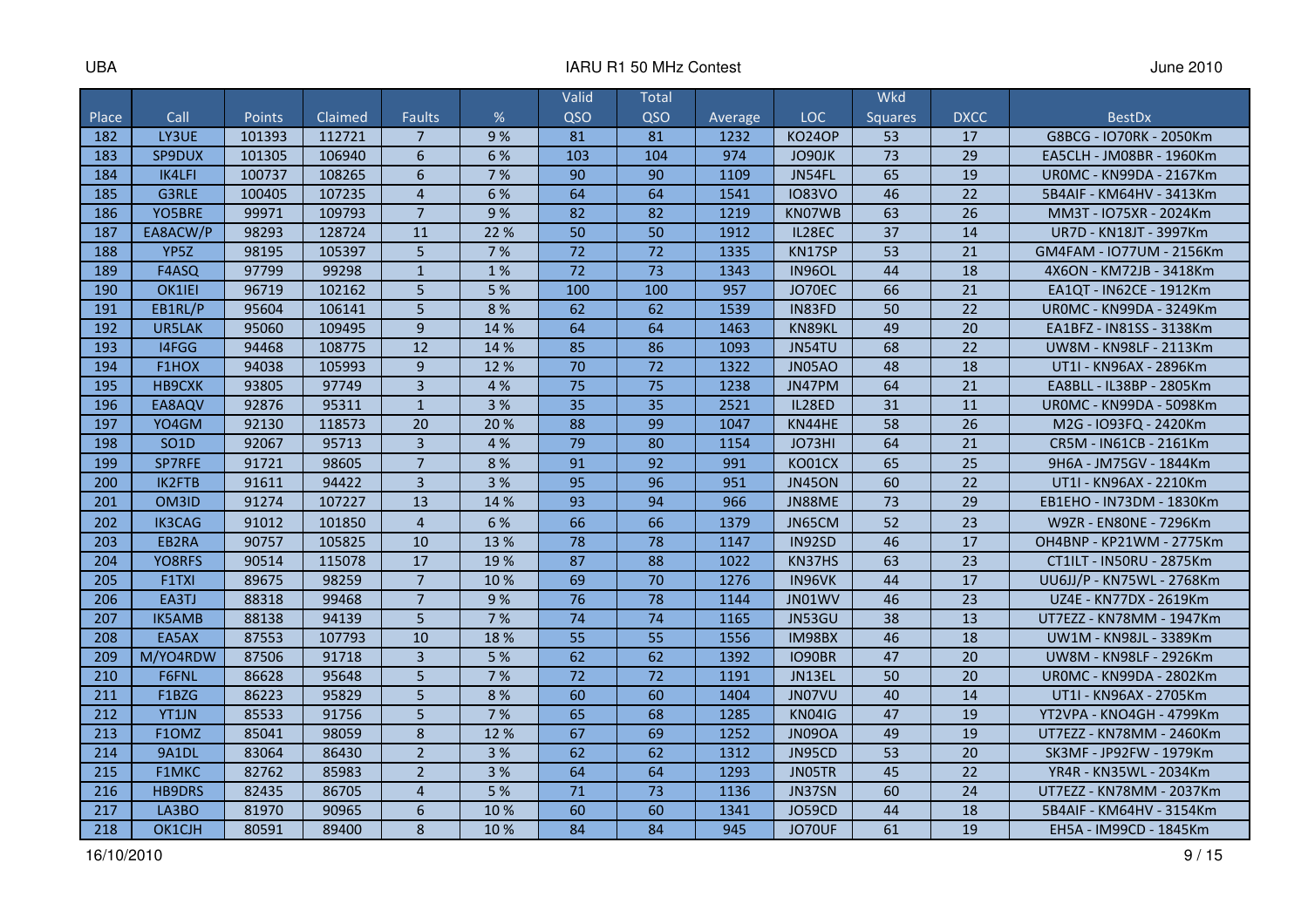| Place | Call | Points | Claimed | Faults | % | Valid QSO | Total QSO | Average | LOC | Wkd Squares | DXCC | BestDx |
|---|---|---|---|---|---|---|---|---|---|---|---|---|
| 182 | LY3UE | 101393 | 112721 | 7 | 9 % | 81 | 81 | 1232 | KO24OP | 53 | 17 | G8BCG - IO70RK - 2050Km |
| 183 | SP9DUX | 101305 | 106940 | 6 | 6 % | 103 | 104 | 974 | JO90JK | 73 | 29 | EA5CLH - JM08BR - 1960Km |
| 184 | IK4LFI | 100737 | 108265 | 6 | 7 % | 90 | 90 | 1109 | JN54FL | 65 | 19 | UR0MC - KN99DA - 2167Km |
| 185 | G3RLE | 100405 | 107235 | 4 | 6 % | 64 | 64 | 1541 | IO83VO | 46 | 22 | 5B4AIF - KM64HV - 3413Km |
| 186 | YO5BRE | 99971 | 109793 | 7 | 9 % | 82 | 82 | 1219 | KN07WB | 63 | 26 | MM3T - IO75XR - 2024Km |
| 187 | EA8ACW/P | 98293 | 128724 | 11 | 22 % | 50 | 50 | 1912 | IL28EC | 37 | 14 | UR7D - KN18JT - 3997Km |
| 188 | YP5Z | 98195 | 105397 | 5 | 7 % | 72 | 72 | 1335 | KN17SP | 53 | 21 | GM4FAM - IO77UM - 2156Km |
| 189 | F4ASQ | 97799 | 99298 | 1 | 1 % | 72 | 73 | 1343 | IN96OL | 44 | 18 | 4X6ON - KM72JB - 3418Km |
| 190 | OK1IEI | 96719 | 102162 | 5 | 5 % | 100 | 100 | 957 | JO70EC | 66 | 21 | EA1QT - IN62CE - 1912Km |
| 191 | EB1RL/P | 95604 | 106141 | 5 | 8 % | 62 | 62 | 1539 | IN83FD | 50 | 22 | UR0MC - KN99DA - 3249Km |
| 192 | UR5LAK | 95060 | 109495 | 9 | 14 % | 64 | 64 | 1463 | KN89KL | 49 | 20 | EA1BFZ - IN81SS - 3138Km |
| 193 | I4FGG | 94468 | 108775 | 12 | 14 % | 85 | 86 | 1093 | JN54TU | 68 | 22 | UW8M - KN98LF - 2113Km |
| 194 | F1HOX | 94038 | 105993 | 9 | 12 % | 70 | 72 | 1322 | JN05AO | 48 | 18 | UT1I - KN96AX - 2896Km |
| 195 | HB9CXK | 93805 | 97749 | 3 | 4 % | 75 | 75 | 1238 | JN47PM | 64 | 21 | EA8BLL - IL38BP - 2805Km |
| 196 | EA8AQV | 92876 | 95311 | 1 | 3 % | 35 | 35 | 2521 | IL28ED | 31 | 11 | UR0MC - KN99DA - 5098Km |
| 197 | YO4GM | 92130 | 118573 | 20 | 20 % | 88 | 99 | 1047 | KN44HE | 58 | 26 | M2G - IO93FQ - 2420Km |
| 198 | SO1D | 92067 | 95713 | 3 | 4 % | 79 | 80 | 1154 | JO73HI | 64 | 21 | CR5M - IN61CB - 2161Km |
| 199 | SP7RFE | 91721 | 98605 | 7 | 8 % | 91 | 92 | 991 | KO01CX | 65 | 25 | 9H6A - JM75GV - 1844Km |
| 200 | IK2FTB | 91611 | 94422 | 3 | 3 % | 95 | 96 | 951 | JN45ON | 60 | 22 | UT1I - KN96AX - 2210Km |
| 201 | OM3ID | 91274 | 107227 | 13 | 14 % | 93 | 94 | 966 | JN88ME | 73 | 29 | EB1EHO - IN73DM - 1830Km |
| 202 | IK3CAG | 91012 | 101850 | 4 | 6 % | 66 | 66 | 1379 | JN65CM | 52 | 23 | W9ZR - EN80NE - 7296Km |
| 203 | EB2RA | 90757 | 105825 | 10 | 13 % | 78 | 78 | 1147 | IN92SD | 46 | 17 | OH4BNP - KP21WM - 2775Km |
| 204 | YO8RFS | 90514 | 115078 | 17 | 19 % | 87 | 88 | 1022 | KN37HS | 63 | 23 | CT1ILT - IN50RU - 2875Km |
| 205 | F1TXI | 89675 | 98259 | 7 | 10 % | 69 | 70 | 1276 | IN96VK | 44 | 17 | UU6JJ/P - KN75WL - 2768Km |
| 206 | EA3TJ | 88318 | 99468 | 7 | 9 % | 76 | 78 | 1144 | JN01WV | 46 | 23 | UZ4E - KN77DX - 2619Km |
| 207 | IK5AMB | 88138 | 94139 | 5 | 7 % | 74 | 74 | 1165 | JN53GU | 38 | 13 | UT7EZZ - KN78MM - 1947Km |
| 208 | EA5AX | 87553 | 107793 | 10 | 18 % | 55 | 55 | 1556 | IM98BX | 46 | 18 | UW1M - KN98JL - 3389Km |
| 209 | M/YO4RDW | 87506 | 91718 | 3 | 5 % | 62 | 62 | 1392 | IO90BR | 47 | 20 | UW8M - KN98LF - 2926Km |
| 210 | F6FNL | 86628 | 95648 | 5 | 7 % | 72 | 72 | 1191 | JN13EL | 50 | 20 | UR0MC - KN99DA - 2802Km |
| 211 | F1BZG | 86223 | 95829 | 5 | 8 % | 60 | 60 | 1404 | JN07VU | 40 | 14 | UT1I - KN96AX - 2705Km |
| 212 | YT1JN | 85533 | 91756 | 5 | 7 % | 65 | 68 | 1285 | KN04IG | 47 | 19 | YT2VPA - KNO4GH - 4799Km |
| 213 | F1OMZ | 85041 | 98059 | 8 | 12 % | 67 | 69 | 1252 | JN09OA | 49 | 19 | UT7EZZ - KN78MM - 2460Km |
| 214 | 9A1DL | 83064 | 86430 | 2 | 3 % | 62 | 62 | 1312 | JN95CD | 53 | 20 | SK3MF - JP92FW - 1979Km |
| 215 | F1MKC | 82762 | 85983 | 2 | 3 % | 64 | 64 | 1293 | JN05TR | 45 | 22 | YR4R - KN35WL - 2034Km |
| 216 | HB9DRS | 82435 | 86705 | 4 | 5 % | 71 | 73 | 1136 | JN37SN | 60 | 24 | UT7EZZ - KN78MM - 2037Km |
| 217 | LA3BO | 81970 | 90965 | 6 | 10 % | 60 | 60 | 1341 | JO59CD | 44 | 18 | 5B4AIF - KM64HV - 3154Km |
| 218 | OK1CJH | 80591 | 89400 | 8 | 10 % | 84 | 84 | 945 | JO70UF | 61 | 19 | EH5A - IM99CD - 1845Km |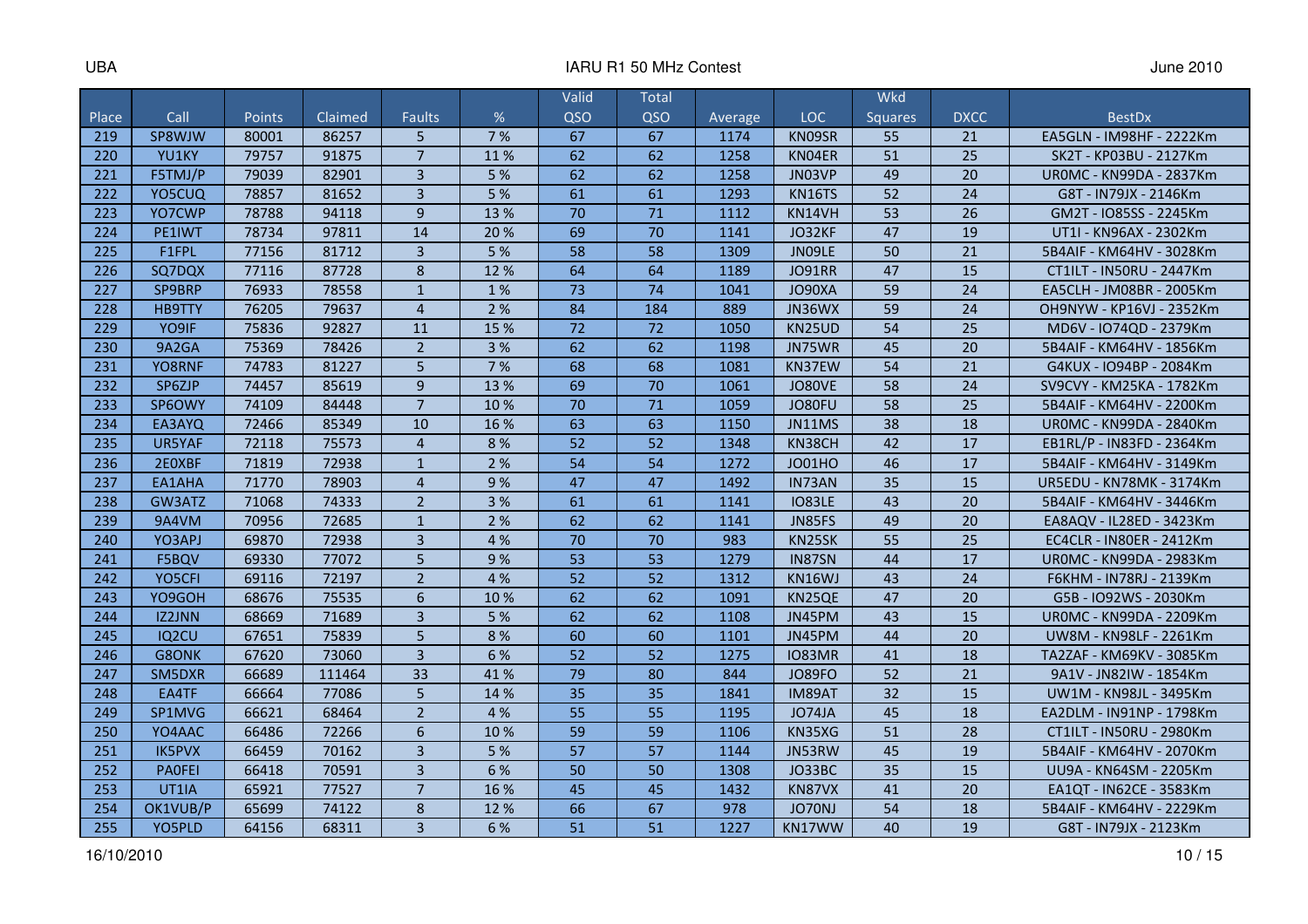| Place | Call | Points | Claimed | Faults | % | Valid QSO | Total QSO | Average | LOC | Wkd Squares | DXCC | BestDx |
|---|---|---|---|---|---|---|---|---|---|---|---|---|
| 219 | SP8WJW | 80001 | 86257 | 5 | 7 % | 67 | 67 | 1174 | KN09SR | 55 | 21 | EA5GLN - IM98HF - 2222Km |
| 220 | YU1KY | 79757 | 91875 | 7 | 11 % | 62 | 62 | 1258 | KN04ER | 51 | 25 | SK2T - KP03BU - 2127Km |
| 221 | F5TMJ/P | 79039 | 82901 | 3 | 5 % | 62 | 62 | 1258 | JN03VP | 49 | 20 | UR0MC - KN99DA - 2837Km |
| 222 | YO5CUQ | 78857 | 81652 | 3 | 5 % | 61 | 61 | 1293 | KN16TS | 52 | 24 | G8T - IN79JX - 2146Km |
| 223 | YO7CWP | 78788 | 94118 | 9 | 13 % | 70 | 71 | 1112 | KN14VH | 53 | 26 | GM2T - IO85SS - 2245Km |
| 224 | PE1IWT | 78734 | 97811 | 14 | 20 % | 69 | 70 | 1141 | JO32KF | 47 | 19 | UT1I - KN96AX - 2302Km |
| 225 | F1FPL | 77156 | 81712 | 3 | 5 % | 58 | 58 | 1309 | JN09LE | 50 | 21 | 5B4AIF - KM64HV - 3028Km |
| 226 | SQ7DQX | 77116 | 87728 | 8 | 12 % | 64 | 64 | 1189 | JO91RR | 47 | 15 | CT1ILT - IN50RU - 2447Km |
| 227 | SP9BRP | 76933 | 78558 | 1 | 1 % | 73 | 74 | 1041 | JO90XA | 59 | 24 | EA5CLH - JM08BR - 2005Km |
| 228 | HB9TTY | 76205 | 79637 | 4 | 2 % | 84 | 184 | 889 | JN36WX | 59 | 24 | OH9NYW - KP16VJ - 2352Km |
| 229 | YO9IF | 75836 | 92827 | 11 | 15 % | 72 | 72 | 1050 | KN25UD | 54 | 25 | MD6V - IO74QD - 2379Km |
| 230 | 9A2GA | 75369 | 78426 | 2 | 3 % | 62 | 62 | 1198 | JN75WR | 45 | 20 | 5B4AIF - KM64HV - 1856Km |
| 231 | YO8RNF | 74783 | 81227 | 5 | 7 % | 68 | 68 | 1081 | KN37EW | 54 | 21 | G4KUX - IO94BP - 2084Km |
| 232 | SP6ZJP | 74457 | 85619 | 9 | 13 % | 69 | 70 | 1061 | JO80VE | 58 | 24 | SV9CVY - KM25KA - 1782Km |
| 233 | SP6OWY | 74109 | 84448 | 7 | 10 % | 70 | 71 | 1059 | JO80FU | 58 | 25 | 5B4AIF - KM64HV - 2200Km |
| 234 | EA3AYQ | 72466 | 85349 | 10 | 16 % | 63 | 63 | 1150 | JN11MS | 38 | 18 | UR0MC - KN99DA - 2840Km |
| 235 | UR5YAF | 72118 | 75573 | 4 | 8 % | 52 | 52 | 1348 | KN38CH | 42 | 17 | EB1RL/P - IN83FD - 2364Km |
| 236 | 2E0XBF | 71819 | 72938 | 1 | 2 % | 54 | 54 | 1272 | JO01HO | 46 | 17 | 5B4AIF - KM64HV - 3149Km |
| 237 | EA1AHA | 71770 | 78903 | 4 | 9 % | 47 | 47 | 1492 | IN73AN | 35 | 15 | UR5EDU - KN78MK - 3174Km |
| 238 | GW3ATZ | 71068 | 74333 | 2 | 3 % | 61 | 61 | 1141 | IO83LE | 43 | 20 | 5B4AIF - KM64HV - 3446Km |
| 239 | 9A4VM | 70956 | 72685 | 1 | 2 % | 62 | 62 | 1141 | JN85FS | 49 | 20 | EA8AQV - IL28ED - 3423Km |
| 240 | YO3APJ | 69870 | 72938 | 3 | 4 % | 70 | 70 | 983 | KN25SK | 55 | 25 | EC4CLR - IN80ER - 2412Km |
| 241 | F5BQV | 69330 | 77072 | 5 | 9 % | 53 | 53 | 1279 | IN87SN | 44 | 17 | UR0MC - KN99DA - 2983Km |
| 242 | YO5CFI | 69116 | 72197 | 2 | 4 % | 52 | 52 | 1312 | KN16WJ | 43 | 24 | F6KHM - IN78RJ - 2139Km |
| 243 | YO9GOH | 68676 | 75535 | 6 | 10 % | 62 | 62 | 1091 | KN25QE | 47 | 20 | G5B - IO92WS - 2030Km |
| 244 | IZ2JNN | 68669 | 71689 | 3 | 5 % | 62 | 62 | 1108 | JN45PM | 43 | 15 | UR0MC - KN99DA - 2209Km |
| 245 | IQ2CU | 67651 | 75839 | 5 | 8 % | 60 | 60 | 1101 | JN45PM | 44 | 20 | UW8M - KN98LF - 2261Km |
| 246 | G8ONK | 67620 | 73060 | 3 | 6 % | 52 | 52 | 1275 | IO83MR | 41 | 18 | TA2ZAF - KM69KV - 3085Km |
| 247 | SM5DXR | 66689 | 111464 | 33 | 41 % | 79 | 80 | 844 | JO89FO | 52 | 21 | 9A1V - JN82IW - 1854Km |
| 248 | EA4TF | 66664 | 77086 | 5 | 14 % | 35 | 35 | 1841 | IM89AT | 32 | 15 | UW1M - KN98JL - 3495Km |
| 249 | SP1MVG | 66621 | 68464 | 2 | 4 % | 55 | 55 | 1195 | JO74JA | 45 | 18 | EA2DLM - IN91NP - 1798Km |
| 250 | YO4AAC | 66486 | 72266 | 6 | 10 % | 59 | 59 | 1106 | KN35XG | 51 | 28 | CT1ILT - IN50RU - 2980Km |
| 251 | IK5PVX | 66459 | 70162 | 3 | 5 % | 57 | 57 | 1144 | JN53RW | 45 | 19 | 5B4AIF - KM64HV - 2070Km |
| 252 | PA0FEI | 66418 | 70591 | 3 | 6 % | 50 | 50 | 1308 | JO33BC | 35 | 15 | UU9A - KN64SM - 2205Km |
| 253 | UT1IA | 65921 | 77527 | 7 | 16 % | 45 | 45 | 1432 | KN87VX | 41 | 20 | EA1QT - IN62CE - 3583Km |
| 254 | OK1VUB/P | 65699 | 74122 | 8 | 12 % | 66 | 67 | 978 | JO70NJ | 54 | 18 | 5B4AIF - KM64HV - 2229Km |
| 255 | YO5PLD | 64156 | 68311 | 3 | 6 % | 51 | 51 | 1227 | KN17WW | 40 | 19 | G8T - IN79JX - 2123Km |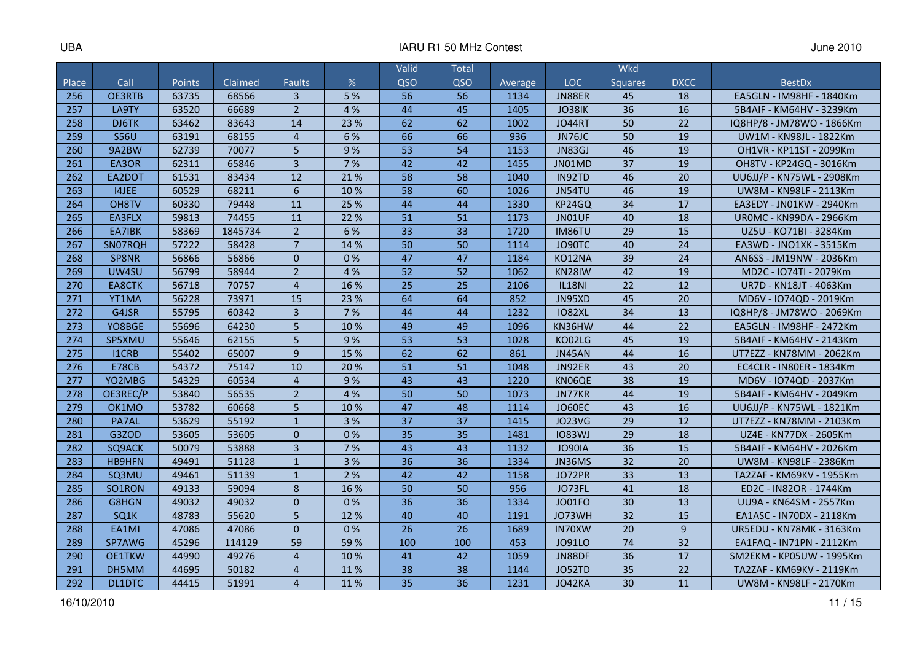| Place | Call | Points | Claimed | Faults | % | Valid QSO | Total QSO | Average | LOC | Wkd Squares | DXCC | BestDx |
|---|---|---|---|---|---|---|---|---|---|---|---|---|
| 256 | OE3RTB | 63735 | 68566 | 3 | 5 % | 56 | 56 | 1134 | JN88ER | 45 | 18 | EA5GLN - IM98HF - 1840Km |
| 257 | LA9TY | 63520 | 66689 | 2 | 4 % | 44 | 45 | 1405 | JO38IK | 36 | 16 | 5B4AIF - KM64HV - 3239Km |
| 258 | DJ6TK | 63462 | 83643 | 14 | 23 % | 62 | 62 | 1002 | JO44RT | 50 | 22 | IQ8HP/8 - JM78WO - 1866Km |
| 259 | S56U | 63191 | 68155 | 4 | 6 % | 66 | 66 | 936 | JN76JC | 50 | 19 | UW1M - KN98JL - 1822Km |
| 260 | 9A2BW | 62739 | 70077 | 5 | 9 % | 53 | 54 | 1153 | JN83GJ | 46 | 19 | OH1VR - KP11ST - 2099Km |
| 261 | EA3OR | 62311 | 65846 | 3 | 7 % | 42 | 42 | 1455 | JN01MD | 37 | 19 | OH8TV - KP24GQ - 3016Km |
| 262 | EA2DOT | 61531 | 83434 | 12 | 21 % | 58 | 58 | 1040 | IN92TD | 46 | 20 | UU6JJ/P - KN75WL - 2908Km |
| 263 | I4JEE | 60529 | 68211 | 6 | 10 % | 58 | 60 | 1026 | JN54TU | 46 | 19 | UW8M - KN98LF - 2113Km |
| 264 | OH8TV | 60330 | 79448 | 11 | 25 % | 44 | 44 | 1330 | KP24GQ | 34 | 17 | EA3EDY - JN01KW - 2940Km |
| 265 | EA3FLX | 59813 | 74455 | 11 | 22 % | 51 | 51 | 1173 | JN01UF | 40 | 18 | UR0MC - KN99DA - 2966Km |
| 266 | EA7IBK | 58369 | 1845734 | 2 | 6 % | 33 | 33 | 1720 | IM86TU | 29 | 15 | UZ5U - KO71BI - 3284Km |
| 267 | SN07RQH | 57222 | 58428 | 7 | 14 % | 50 | 50 | 1114 | JO90TC | 40 | 24 | EA3WD - JN01XK - 3515Km |
| 268 | SP8NR | 56866 | 56866 | 0 | 0 % | 47 | 47 | 1184 | KO12NA | 39 | 24 | AN6SS - JM19NW - 2036Km |
| 269 | UW4SU | 56799 | 58944 | 2 | 4 % | 52 | 52 | 1062 | KN28IW | 42 | 19 | MD2C - IO74TI - 2079Km |
| 270 | EA8CTK | 56718 | 70757 | 4 | 16 % | 25 | 25 | 2106 | IL18NI | 22 | 12 | UR7D - KN18JT - 4063Km |
| 271 | YT1MA | 56228 | 73971 | 15 | 23 % | 64 | 64 | 852 | JN95XD | 45 | 20 | MD6V - IO74QD - 2019Km |
| 272 | G4JSR | 55795 | 60342 | 3 | 7 % | 44 | 44 | 1232 | IO82XL | 34 | 13 | IQ8HP/8 - JM78WO - 2069Km |
| 273 | YO8BGE | 55696 | 64230 | 5 | 10 % | 49 | 49 | 1096 | KN36HW | 44 | 22 | EA5GLN - IM98HF - 2472Km |
| 274 | SP5XMU | 55646 | 62155 | 5 | 9 % | 53 | 53 | 1028 | KO02LG | 45 | 19 | 5B4AIF - KM64HV - 2143Km |
| 275 | I1CRB | 55402 | 65007 | 9 | 15 % | 62 | 62 | 861 | JN45AN | 44 | 16 | UT7EZZ - KN78MM - 2062Km |
| 276 | E78CB | 54372 | 75147 | 10 | 20 % | 51 | 51 | 1048 | JN92ER | 43 | 20 | EC4CLR - IN80ER - 1834Km |
| 277 | YO2MBG | 54329 | 60534 | 4 | 9 % | 43 | 43 | 1220 | KN06QE | 38 | 19 | MD6V - IO74QD - 2037Km |
| 278 | OE3REC/P | 53840 | 56535 | 2 | 4 % | 50 | 50 | 1073 | JN77KR | 44 | 19 | 5B4AIF - KM64HV - 2049Km |
| 279 | OK1MO | 53782 | 60668 | 5 | 10 % | 47 | 48 | 1114 | JO60EC | 43 | 16 | UU6JJ/P - KN75WL - 1821Km |
| 280 | PA7AL | 53629 | 55192 | 1 | 3 % | 37 | 37 | 1415 | JO23VG | 29 | 12 | UT7EZZ - KN78MM - 2103Km |
| 281 | G3ZOD | 53605 | 53605 | 0 | 0 % | 35 | 35 | 1481 | IO83WJ | 29 | 18 | UZ4E - KN77DX - 2605Km |
| 282 | SQ9ACK | 50079 | 53888 | 3 | 7 % | 43 | 43 | 1132 | JO90IA | 36 | 15 | 5B4AIF - KM64HV - 2026Km |
| 283 | HB9HFN | 49491 | 51128 | 1 | 3 % | 36 | 36 | 1334 | JN36MS | 32 | 20 | UW8M - KN98LF - 2386Km |
| 284 | SQ3MU | 49461 | 51139 | 1 | 2 % | 42 | 42 | 1158 | JO72PR | 33 | 13 | TA2ZAF - KM69KV - 1955Km |
| 285 | SO1RON | 49133 | 59094 | 8 | 16 % | 50 | 50 | 956 | JO73FL | 41 | 18 | ED2C - IN82OR - 1744Km |
| 286 | G8HGN | 49032 | 49032 | 0 | 0 % | 36 | 36 | 1334 | JO01FO | 30 | 13 | UU9A - KN64SM - 2557Km |
| 287 | SQ1K | 48783 | 55620 | 5 | 12 % | 40 | 40 | 1191 | JO73WH | 32 | 15 | EA1ASC - IN70DX - 2118Km |
| 288 | EA1MI | 47086 | 47086 | 0 | 0 % | 26 | 26 | 1689 | IN70XW | 20 | 9 | UR5EDU - KN78MK - 3163Km |
| 289 | SP7AWG | 45296 | 114129 | 59 | 59 % | 100 | 100 | 453 | JO91LO | 74 | 32 | EA1FAQ - IN71PN - 2112Km |
| 290 | OE1TKW | 44990 | 49276 | 4 | 10 % | 41 | 42 | 1059 | JN88DF | 36 | 17 | SM2EKM - KP05UW - 1995Km |
| 291 | DH5MM | 44695 | 50182 | 4 | 11 % | 38 | 38 | 1144 | JO52TD | 35 | 22 | TA2ZAF - KM69KV - 2119Km |
| 292 | DL1DTC | 44415 | 51991 | 4 | 11 % | 35 | 36 | 1231 | JO42KA | 30 | 11 | UW8M - KN98LF - 2170Km |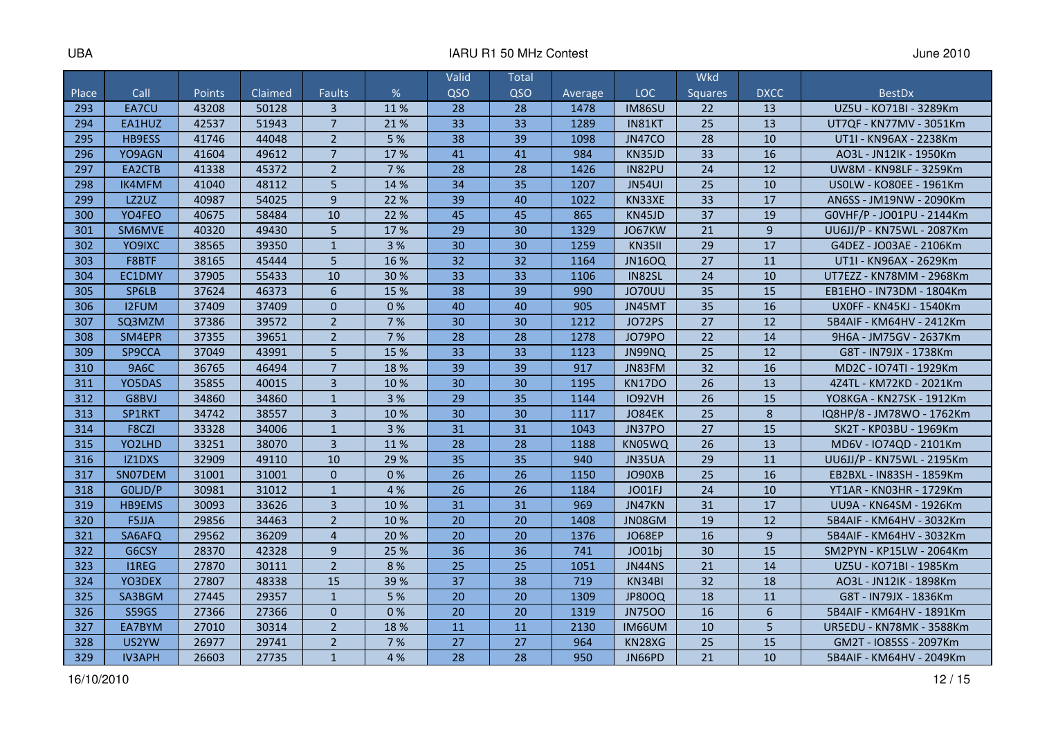| Place | Call | Points | Claimed | Faults | % | Valid QSO | Total QSO | Average | LOC | Wkd Squares | DXCC | BestDx |
|---|---|---|---|---|---|---|---|---|---|---|---|---|
| 293 | EA7CU | 43208 | 50128 | 3 | 11 % | 28 | 28 | 1478 | IM86SU | 22 | 13 | UZ5U - KO71BI - 3289Km |
| 294 | EA1HUZ | 42537 | 51943 | 7 | 21 % | 33 | 33 | 1289 | IN81KT | 25 | 13 | UT7QF - KN77MV - 3051Km |
| 295 | HB9ESS | 41746 | 44048 | 2 | 5 % | 38 | 39 | 1098 | JN47CO | 28 | 10 | UT1I - KN96AX - 2238Km |
| 296 | YO9AGN | 41604 | 49612 | 7 | 17 % | 41 | 41 | 984 | KN35JD | 33 | 16 | AO3L - JN12IK - 1950Km |
| 297 | EA2CTB | 41338 | 45372 | 2 | 7 % | 28 | 28 | 1426 | IN82PU | 24 | 12 | UW8M - KN98LF - 3259Km |
| 298 | IK4MFM | 41040 | 48112 | 5 | 14 % | 34 | 35 | 1207 | JN54UI | 25 | 10 | US0LW - KO80EE - 1961Km |
| 299 | LZ2UZ | 40987 | 54025 | 9 | 22 % | 39 | 40 | 1022 | KN33XE | 33 | 17 | AN6SS - JM19NW - 2090Km |
| 300 | YO4FEO | 40675 | 58484 | 10 | 22 % | 45 | 45 | 865 | KN45JD | 37 | 19 | G0VHF/P - JO01PU - 2144Km |
| 301 | SM6MVE | 40320 | 49430 | 5 | 17 % | 29 | 30 | 1329 | JO67KW | 21 | 9 | UU6JJ/P - KN75WL - 2087Km |
| 302 | YO9IXC | 38565 | 39350 | 1 | 3 % | 30 | 30 | 1259 | KN35II | 29 | 17 | G4DEZ - JO03AE - 2106Km |
| 303 | F8BTF | 38165 | 45444 | 5 | 16 % | 32 | 32 | 1164 | JN16OQ | 27 | 11 | UT1I - KN96AX - 2629Km |
| 304 | EC1DMY | 37905 | 55433 | 10 | 30 % | 33 | 33 | 1106 | IN82SL | 24 | 10 | UT7EZZ - KN78MM - 2968Km |
| 305 | SP6LB | 37624 | 46373 | 6 | 15 % | 38 | 39 | 990 | JO70UU | 35 | 15 | EB1EHO - IN73DM - 1804Km |
| 306 | I2FUM | 37409 | 37409 | 0 | 0 % | 40 | 40 | 905 | JN45MT | 35 | 16 | UX0FF - KN45KJ - 1540Km |
| 307 | SQ3MZM | 37386 | 39572 | 2 | 7 % | 30 | 30 | 1212 | JO72PS | 27 | 12 | 5B4AIF - KM64HV - 2412Km |
| 308 | SM4EPR | 37355 | 39651 | 2 | 7 % | 28 | 28 | 1278 | JO79PO | 22 | 14 | 9H6A - JM75GV - 2637Km |
| 309 | SP9CCA | 37049 | 43991 | 5 | 15 % | 33 | 33 | 1123 | JN99NQ | 25 | 12 | G8T - IN79JX - 1738Km |
| 310 | 9A6C | 36765 | 46494 | 7 | 18 % | 39 | 39 | 917 | JN83FM | 32 | 16 | MD2C - IO74TI - 1929Km |
| 311 | YO5DAS | 35855 | 40015 | 3 | 10 % | 30 | 30 | 1195 | KN17DO | 26 | 13 | 4Z4TL - KM72KD - 2021Km |
| 312 | G8BVJ | 34860 | 34860 | 1 | 3 % | 29 | 35 | 1144 | IO92VH | 26 | 15 | YO8KGA - KN27SK - 1912Km |
| 313 | SP1RKT | 34742 | 38557 | 3 | 10 % | 30 | 30 | 1117 | JO84EK | 25 | 8 | IQ8HP/8 - JM78WO - 1762Km |
| 314 | F8CZI | 33328 | 34006 | 1 | 3 % | 31 | 31 | 1043 | JN37PO | 27 | 15 | SK2T - KP03BU - 1969Km |
| 315 | YO2LHD | 33251 | 38070 | 3 | 11 % | 28 | 28 | 1188 | KN05WQ | 26 | 13 | MD6V - IO74QD - 2101Km |
| 316 | IZ1DXS | 32909 | 49110 | 10 | 29 % | 35 | 35 | 940 | JN35UA | 29 | 11 | UU6JJ/P - KN75WL - 2195Km |
| 317 | SN07DEM | 31001 | 31001 | 0 | 0 % | 26 | 26 | 1150 | JO90XB | 25 | 16 | EB2BXL - IN83SH - 1859Km |
| 318 | G0LJD/P | 30981 | 31012 | 1 | 4 % | 26 | 26 | 1184 | JO01FJ | 24 | 10 | YT1AR - KN03HR - 1729Km |
| 319 | HB9EMS | 30093 | 33626 | 3 | 10 % | 31 | 31 | 969 | JN47KN | 31 | 17 | UU9A - KN64SM - 1926Km |
| 320 | F5JJA | 29856 | 34463 | 2 | 10 % | 20 | 20 | 1408 | JN08GM | 19 | 12 | 5B4AIF - KM64HV - 3032Km |
| 321 | SA6AFQ | 29562 | 36209 | 4 | 20 % | 20 | 20 | 1376 | JO68EP | 16 | 9 | 5B4AIF - KM64HV - 3032Km |
| 322 | G6CSY | 28370 | 42328 | 9 | 25 % | 36 | 36 | 741 | JO01bj | 30 | 15 | SM2PYN - KP15LW - 2064Km |
| 323 | I1REG | 27870 | 30111 | 2 | 8 % | 25 | 25 | 1051 | JN44NS | 21 | 14 | UZ5U - KO71BI - 1985Km |
| 324 | YO3DEX | 27807 | 48338 | 15 | 39 % | 37 | 38 | 719 | KN34BI | 32 | 18 | AO3L - JN12IK - 1898Km |
| 325 | SA3BGM | 27445 | 29357 | 1 | 5 % | 20 | 20 | 1309 | JP80OQ | 18 | 11 | G8T - IN79JX - 1836Km |
| 326 | S59GS | 27366 | 27366 | 0 | 0 % | 20 | 20 | 1319 | JN75OO | 16 | 6 | 5B4AIF - KM64HV - 1891Km |
| 327 | EA7BYM | 27010 | 30314 | 2 | 18 % | 11 | 11 | 2130 | IM66UM | 10 | 5 | UR5EDU - KN78MK - 3588Km |
| 328 | US2YW | 26977 | 29741 | 2 | 7 % | 27 | 27 | 964 | KN28XG | 25 | 15 | GM2T - IO85SS - 2097Km |
| 329 | IV3APH | 26603 | 27735 | 1 | 4 % | 28 | 28 | 950 | JN66PD | 21 | 10 | 5B4AIF - KM64HV - 2049Km |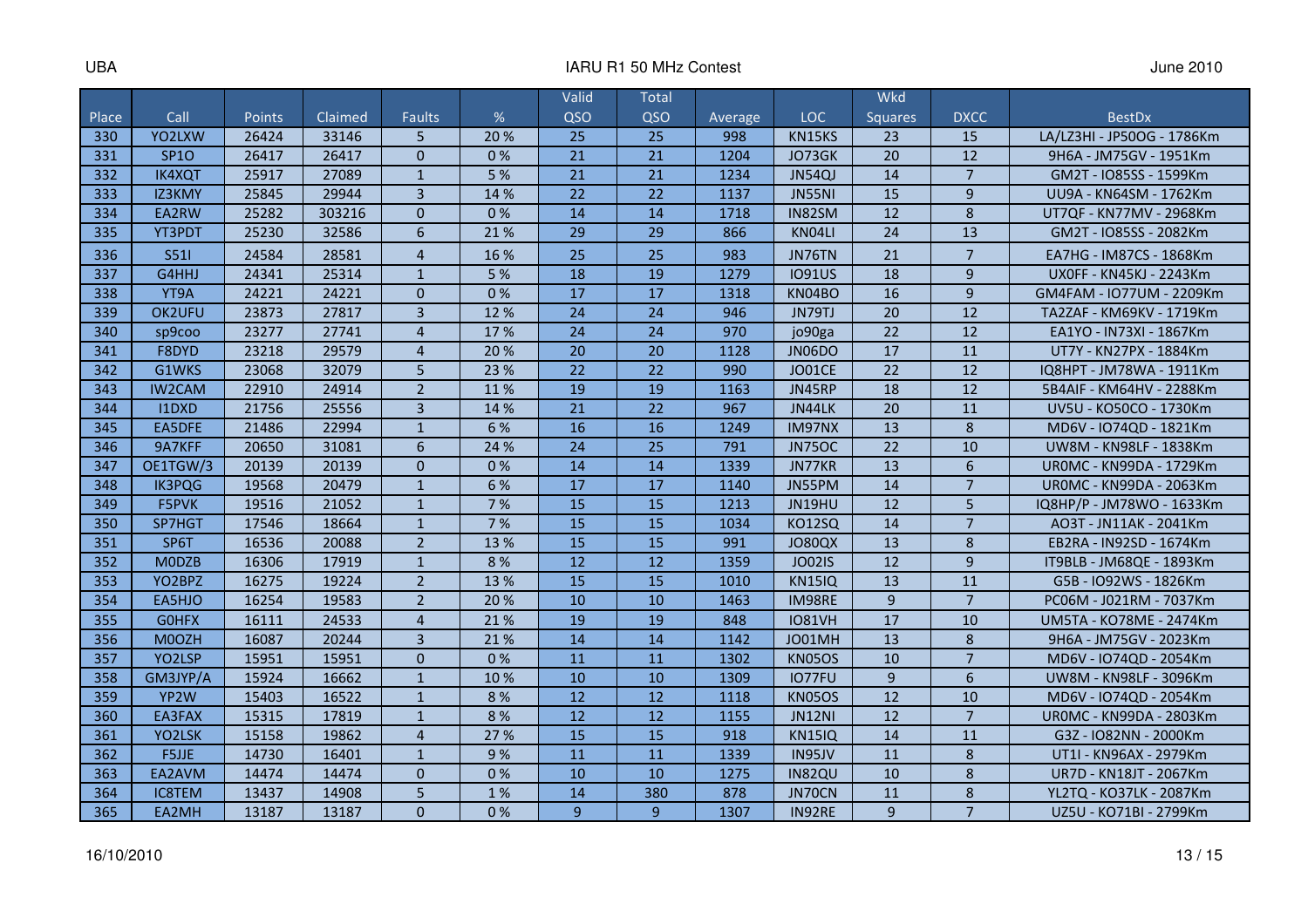UBA IARU R1 50 MHz Contest June 2010

| Place | Call | Points | Claimed | Faults | % | Valid QSO | Total QSO | Average | LOC | Wkd Squares | DXCC | BestDx |
|---|---|---|---|---|---|---|---|---|---|---|---|---|
| 330 | YO2LXW | 26424 | 33146 | 5 | 20 % | 25 | 25 | 998 | KN15KS | 23 | 15 | LA/LZ3HI - JP50OG - 1786Km |
| 331 | SP1O | 26417 | 26417 | 0 | 0 % | 21 | 21 | 1204 | JO73GK | 20 | 12 | 9H6A - JM75GV - 1951Km |
| 332 | IK4XQT | 25917 | 27089 | 1 | 5 % | 21 | 21 | 1234 | JN54QJ | 14 | 7 | GM2T - IO85SS - 1599Km |
| 333 | IZ3KMY | 25845 | 29944 | 3 | 14 % | 22 | 22 | 1137 | JN55NI | 15 | 9 | UU9A - KN64SM - 1762Km |
| 334 | EA2RW | 25282 | 303216 | 0 | 0 % | 14 | 14 | 1718 | IN82SM | 12 | 8 | UT7QF - KN77MV - 2968Km |
| 335 | YT3PDT | 25230 | 32586 | 6 | 21 % | 29 | 29 | 866 | KN04LI | 24 | 13 | GM2T - IO85SS - 2082Km |
| 336 | S51I | 24584 | 28581 | 4 | 16 % | 25 | 25 | 983 | JN76TN | 21 | 7 | EA7HG - IM87CS - 1868Km |
| 337 | G4HHJ | 24341 | 25314 | 1 | 5 % | 18 | 19 | 1279 | IO91US | 18 | 9 | UX0FF - KN45KJ - 2243Km |
| 338 | YT9A | 24221 | 24221 | 0 | 0 % | 17 | 17 | 1318 | KN04BO | 16 | 9 | GM4FAM - IO77UM - 2209Km |
| 339 | OK2UFU | 23873 | 27817 | 3 | 12 % | 24 | 24 | 946 | JN79TJ | 20 | 12 | TA2ZAF - KM69KV - 1719Km |
| 340 | sp9coo | 23277 | 27741 | 4 | 17 % | 24 | 24 | 970 | jo90ga | 22 | 12 | EA1YO - IN73XI - 1867Km |
| 341 | F8DYD | 23218 | 29579 | 4 | 20 % | 20 | 20 | 1128 | JN06DO | 17 | 11 | UT7Y - KN27PX - 1884Km |
| 342 | G1WKS | 23068 | 32079 | 5 | 23 % | 22 | 22 | 990 | JO01CE | 22 | 12 | IQ8HPT - JM78WA - 1911Km |
| 343 | IW2CAM | 22910 | 24914 | 2 | 11 % | 19 | 19 | 1163 | JN45RP | 18 | 12 | 5B4AIF - KM64HV - 2288Km |
| 344 | I1DXD | 21756 | 25556 | 3 | 14 % | 21 | 22 | 967 | JN44LK | 20 | 11 | UV5U - KO50CO - 1730Km |
| 345 | EA5DFE | 21486 | 22994 | 1 | 6 % | 16 | 16 | 1249 | IM97NX | 13 | 8 | MD6V - IO74QD - 1821Km |
| 346 | 9A7KFF | 20650 | 31081 | 6 | 24 % | 24 | 25 | 791 | JN75OC | 22 | 10 | UW8M - KN98LF - 1838Km |
| 347 | OE1TGW/3 | 20139 | 20139 | 0 | 0 % | 14 | 14 | 1339 | JN77KR | 13 | 6 | UR0MC - KN99DA - 1729Km |
| 348 | IK3PQG | 19568 | 20479 | 1 | 6 % | 17 | 17 | 1140 | JN55PM | 14 | 7 | UR0MC - KN99DA - 2063Km |
| 349 | F5PVK | 19516 | 21052 | 1 | 7 % | 15 | 15 | 1213 | JN19HU | 12 | 5 | IQ8HP/P - JM78WO - 1633Km |
| 350 | SP7HGT | 17546 | 18664 | 1 | 7 % | 15 | 15 | 1034 | KO12SQ | 14 | 7 | AO3T - JN11AK - 2041Km |
| 351 | SP6T | 16536 | 20088 | 2 | 13 % | 15 | 15 | 991 | JO80QX | 13 | 8 | EB2RA - IN92SD - 1674Km |
| 352 | M0DZB | 16306 | 17919 | 1 | 8 % | 12 | 12 | 1359 | JO02IS | 12 | 9 | IT9BLB - JM68QE - 1893Km |
| 353 | YO2BPZ | 16275 | 19224 | 2 | 13 % | 15 | 15 | 1010 | KN15IQ | 13 | 11 | G5B - IO92WS - 1826Km |
| 354 | EA5HJO | 16254 | 19583 | 2 | 20 % | 10 | 10 | 1463 | IM98RE | 9 | 7 | PC06M - J021RM - 7037Km |
| 355 | G0HFX | 16111 | 24533 | 4 | 21 % | 19 | 19 | 848 | IO81VH | 17 | 10 | UM5TA - KO78ME - 2474Km |
| 356 | M0OZH | 16087 | 20244 | 3 | 21 % | 14 | 14 | 1142 | JO01MH | 13 | 8 | 9H6A - JM75GV - 2023Km |
| 357 | YO2LSP | 15951 | 15951 | 0 | 0 % | 11 | 11 | 1302 | KN05OS | 10 | 7 | MD6V - IO74QD - 2054Km |
| 358 | GM3JYP/A | 15924 | 16662 | 1 | 10 % | 10 | 10 | 1309 | IO77FU | 9 | 6 | UW8M - KN98LF - 3096Km |
| 359 | YP2W | 15403 | 16522 | 1 | 8 % | 12 | 12 | 1118 | KN05OS | 12 | 10 | MD6V - IO74QD - 2054Km |
| 360 | EA3FAX | 15315 | 17819 | 1 | 8 % | 12 | 12 | 1155 | JN12NI | 12 | 7 | UR0MC - KN99DA - 2803Km |
| 361 | YO2LSK | 15158 | 19862 | 4 | 27 % | 15 | 15 | 918 | KN15IQ | 14 | 11 | G3Z - IO82NN - 2000Km |
| 362 | F5JJE | 14730 | 16401 | 1 | 9 % | 11 | 11 | 1339 | IN95JV | 11 | 8 | UT1I - KN96AX - 2979Km |
| 363 | EA2AVM | 14474 | 14474 | 0 | 0 % | 10 | 10 | 1275 | IN82QU | 10 | 8 | UR7D - KN18JT - 2067Km |
| 364 | IC8TEM | 13437 | 14908 | 5 | 1 % | 14 | 380 | 878 | JN70CN | 11 | 8 | YL2TQ - KO37LK - 2087Km |
| 365 | EA2MH | 13187 | 13187 | 0 | 0 % | 9 | 9 | 1307 | IN92RE | 9 | 7 | UZ5U - KO71BI - 2799Km |

16/10/2010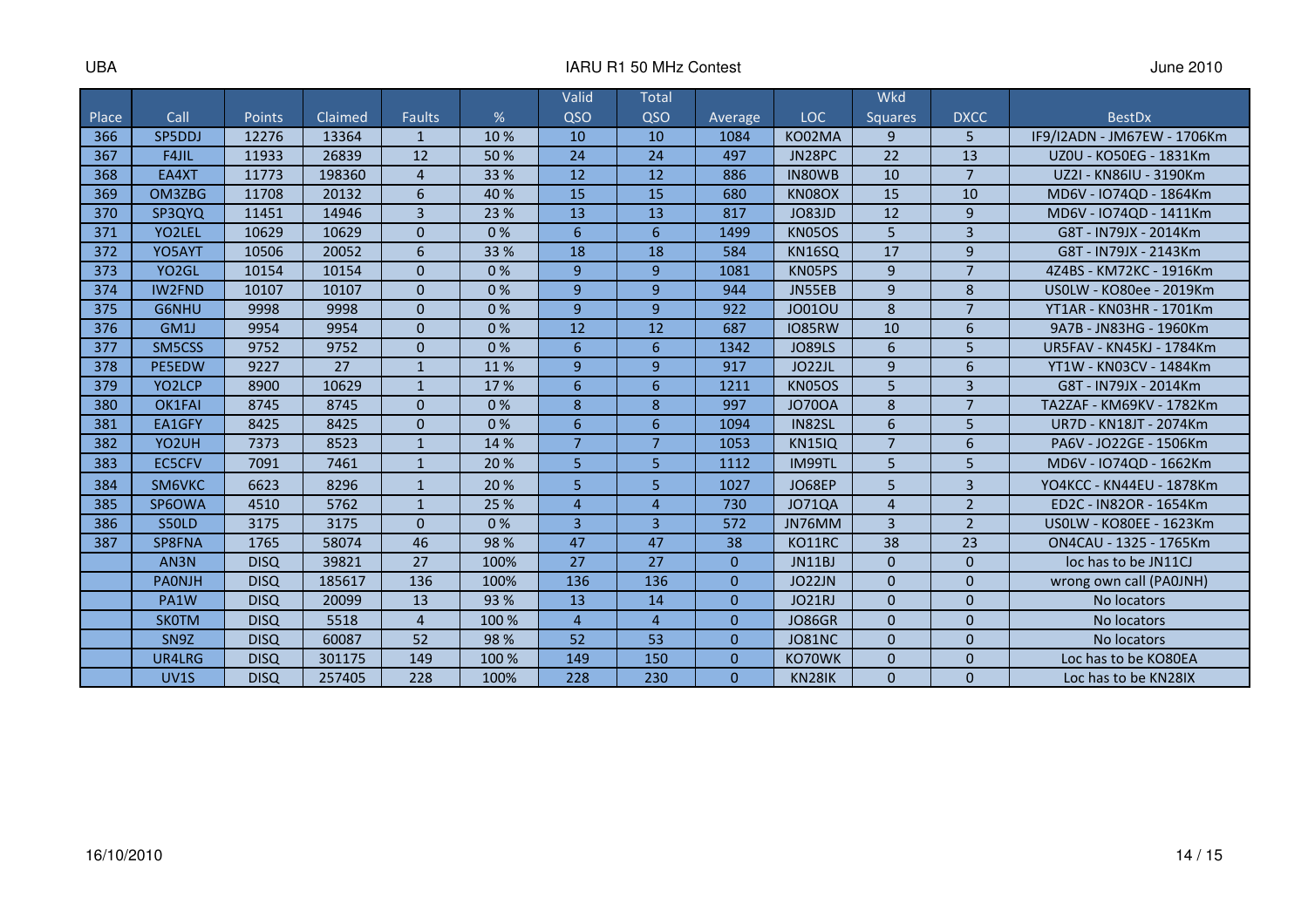| Place | Call | Points | Claimed | Faults | % | Valid QSO | Total QSO | Average | LOC | Wkd Squares | DXCC | BestDx |
|---|---|---|---|---|---|---|---|---|---|---|---|---|
| 366 | SP5DDJ | 12276 | 13364 | 1 | 10 % | 10 | 10 | 1084 | KO02MA | 9 | 5 | IF9/I2ADN - JM67EW - 1706Km |
| 367 | F4JIL | 11933 | 26839 | 12 | 50 % | 24 | 24 | 497 | JN28PC | 22 | 13 | UZ0U - KO50EG - 1831Km |
| 368 | EA4XT | 11773 | 198360 | 4 | 33 % | 12 | 12 | 886 | IN80WB | 10 | 7 | UZ2I - KN86IU - 3190Km |
| 369 | OM3ZBG | 11708 | 20132 | 6 | 40 % | 15 | 15 | 680 | KN08OX | 15 | 10 | MD6V - IO74QD - 1864Km |
| 370 | SP3QYQ | 11451 | 14946 | 3 | 23 % | 13 | 13 | 817 | JO83JD | 12 | 9 | MD6V - IO74QD - 1411Km |
| 371 | YO2LEL | 10629 | 10629 | 0 | 0 % | 6 | 6 | 1499 | KN05OS | 5 | 3 | G8T - IN79JX - 2014Km |
| 372 | YO5AYT | 10506 | 20052 | 6 | 33 % | 18 | 18 | 584 | KN16SQ | 17 | 9 | G8T - IN79JX - 2143Km |
| 373 | YO2GL | 10154 | 10154 | 0 | 0 % | 9 | 9 | 1081 | KN05PS | 9 | 7 | 4Z4BS - KM72KC - 1916Km |
| 374 | IW2FND | 10107 | 10107 | 0 | 0 % | 9 | 9 | 944 | JN55EB | 9 | 8 | US0LW - KO80ee - 2019Km |
| 375 | G6NHU | 9998 | 9998 | 0 | 0 % | 9 | 9 | 922 | JO01OU | 8 | 7 | YT1AR - KN03HR - 1701Km |
| 376 | GM1J | 9954 | 9954 | 0 | 0 % | 12 | 12 | 687 | IO85RW | 10 | 6 | 9A7B - JN83HG - 1960Km |
| 377 | SM5CSS | 9752 | 9752 | 0 | 0 % | 6 | 6 | 1342 | JO89LS | 6 | 5 | UR5FAV - KN45KJ - 1784Km |
| 378 | PE5EDW | 9227 | 27 | 1 | 11 % | 9 | 9 | 917 | JO22JL | 9 | 6 | YT1W - KN03CV - 1484Km |
| 379 | YO2LCP | 8900 | 10629 | 1 | 17 % | 6 | 6 | 1211 | KN05OS | 5 | 3 | G8T - IN79JX - 2014Km |
| 380 | OK1FAI | 8745 | 8745 | 0 | 0 % | 8 | 8 | 997 | JO70OA | 8 | 7 | TA2ZAF - KM69KV - 1782Km |
| 381 | EA1GFY | 8425 | 8425 | 0 | 0 % | 6 | 6 | 1094 | IN82SL | 6 | 5 | UR7D - KN18JT - 2074Km |
| 382 | YO2UH | 7373 | 8523 | 1 | 14 % | 7 | 7 | 1053 | KN15IQ | 7 | 6 | PA6V - JO22GE - 1506Km |
| 383 | EC5CFV | 7091 | 7461 | 1 | 20 % | 5 | 5 | 1112 | IM99TL | 5 | 5 | MD6V - IO74QD - 1662Km |
| 384 | SM6VKC | 6623 | 8296 | 1 | 20 % | 5 | 5 | 1027 | JO68EP | 5 | 3 | YO4KCC - KN44EU - 1878Km |
| 385 | SP6OWA | 4510 | 5762 | 1 | 25 % | 4 | 4 | 730 | JO71QA | 4 | 2 | ED2C - IN82OR - 1654Km |
| 386 | S50LD | 3175 | 3175 | 0 | 0 % | 3 | 3 | 572 | JN76MM | 3 | 2 | US0LW - KO80EE - 1623Km |
| 387 | SP8FNA | 1765 | 58074 | 46 | 98 % | 47 | 47 | 38 | KO11RC | 38 | 23 | ON4CAU - 1325 - 1765Km |
| | AN3N | DISQ | 39821 | 27 | 100% | 27 | 27 | 0 | JN11BJ | 0 | 0 | loc has to be JN11CJ |
| | PA0NJH | DISQ | 185617 | 136 | 100% | 136 | 136 | 0 | JO22JN | 0 | 0 | wrong own call (PA0JNH) |
| | PA1W | DISQ | 20099 | 13 | 93 % | 13 | 14 | 0 | JO21RJ | 0 | 0 | No locators |
| | SK0TM | DISQ | 5518 | 4 | 100 % | 4 | 4 | 0 | JO86GR | 0 | 0 | No locators |
| | SN9Z | DISQ | 60087 | 52 | 98 % | 52 | 53 | 0 | JO81NC | 0 | 0 | No locators |
| | UR4LRG | DISQ | 301175 | 149 | 100 % | 149 | 150 | 0 | KO70WK | 0 | 0 | Loc has to be KO80EA |
| | UV1S | DISQ | 257405 | 228 | 100% | 228 | 230 | 0 | KN28IK | 0 | 0 | Loc has to be KN28IX |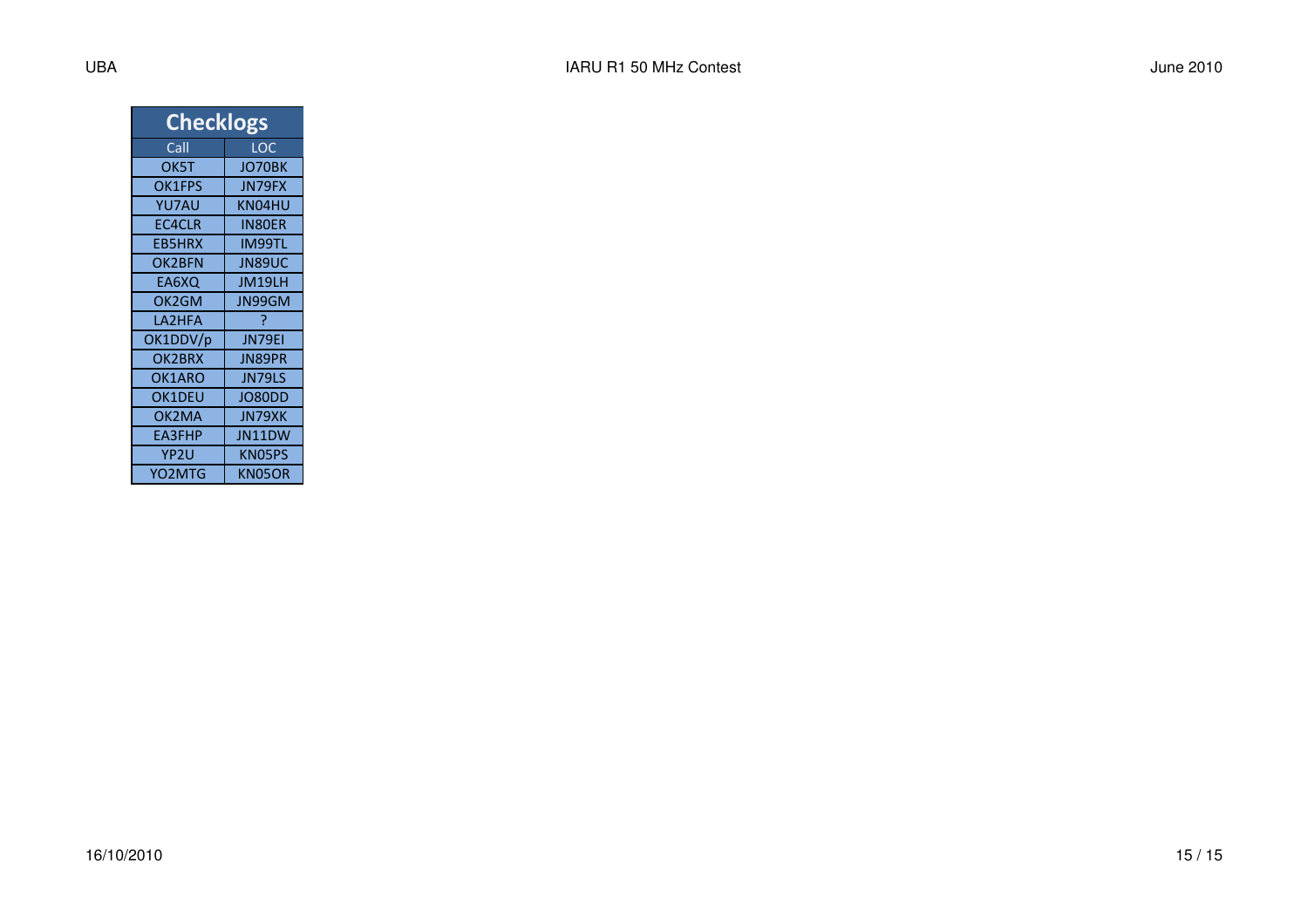| Checklogs | |
|---|---|
| Call | LOC |
| OK5T | JO70BK |
| OK1FPS | JN79FX |
| YU7AU | KN04HU |
| EC4CLR | IN80ER |
| EB5HRX | IM99TL |
| OK2BFN | JN89UC |
| EA6XQ | JM19LH |
| OK2GM | JN99GM |
| LA2HFA | ? |
| OK1DDV/p | JN79EI |
| OK2BRX | JN89PR |
| OK1ARO | JN79LS |
| OK1DEU | JO80DD |
| OK2MA | JN79XK |
| EA3FHP | JN11DW |
| YP2U | KN05PS |
| YO2MTG | KN05OR |